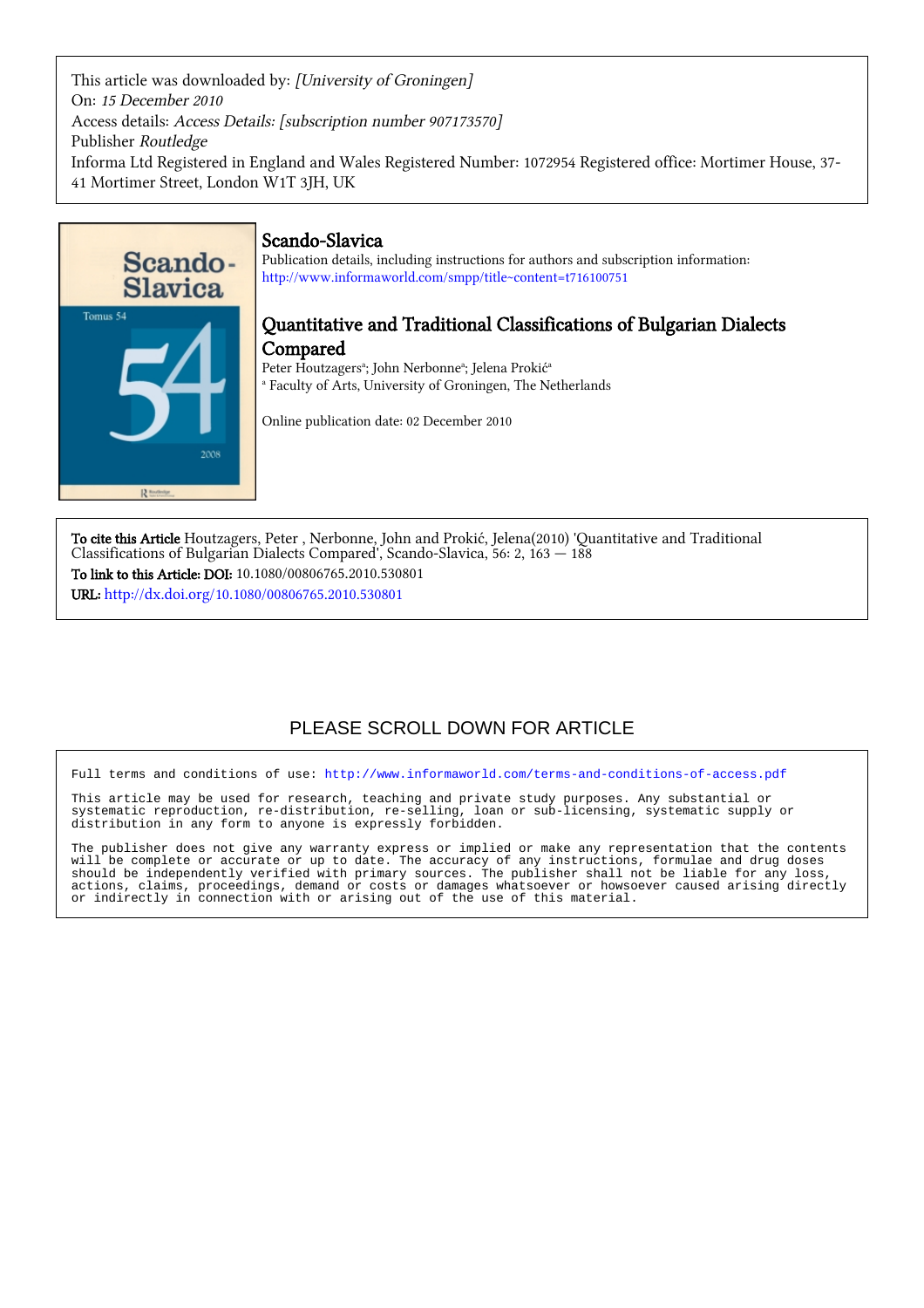This article was downloaded by: *[University of Groningen]*
On: *15 December 2010*
Access details: *Access Details: [subscription number 907173570]*
Publisher *Routledge*
Informa Ltd Registered in England and Wales Registered Number: 1072954 Registered office: Mortimer House, 37-41 Mortimer Street, London W1T 3JH, UK

## Scando-Slavica

Publication details, including instructions for authors and subscription information:
http://www.informaworld.com/smpp/title~content=t716100751

# Quantitative and Traditional Classifications of Bulgarian Dialects Compared

Peter Houtzagers[a]; John Nerbonne[a]; Jelena Prokić[a]

[a] Faculty of Arts, University of Groningen, The Netherlands

Online publication date: 02 December 2010

**To cite this Article** Houtzagers, Peter , Nerbonne, John and Prokić, Jelena(2010) 'Quantitative and Traditional Classifications of Bulgarian Dialects Compared', Scando-Slavica, 56: 2, 163 — 188

**To link to this Article: DOI:** 10.1080/00806765.2010.530801

**URL:** http://dx.doi.org/10.1080/00806765.2010.530801

PLEASE SCROLL DOWN FOR ARTICLE

Full terms and conditions of use: http://www.informaworld.com/terms-and-conditions-of-access.pdf

This article may be used for research, teaching and private study purposes. Any substantial or systematic reproduction, re-distribution, re-selling, loan or sub-licensing, systematic supply or distribution in any form to anyone is expressly forbidden.

The publisher does not give any warranty express or implied or make any representation that the contents will be complete or accurate or up to date. The accuracy of any instructions, formulae and drug doses should be independently verified with primary sources. The publisher shall not be liable for any loss, actions, claims, proceedings, demand or costs or damages whatsoever or howsoever caused arising directly or indirectly in connection with or arising out of the use of this material.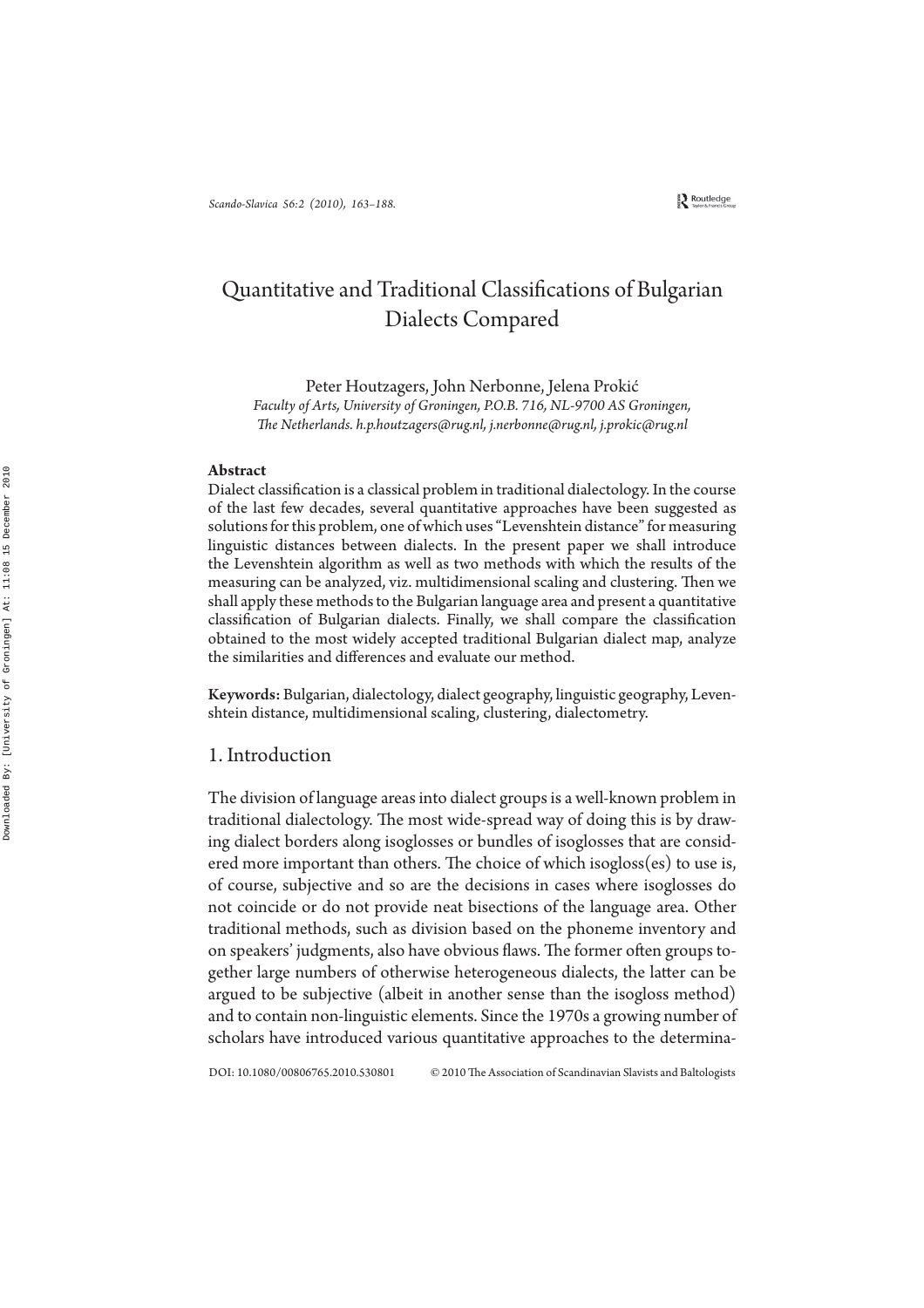# Quantitative and Traditional Classifications of Bulgarian Dialects Compared

Peter Houtzagers, John Nerbonne, Jelena Prokić

*Faculty of Arts, University of Groningen, P.O.B. 716, NL-9700 AS Groningen, The Netherlands. h.p.houtzagers@rug.nl, j.nerbonne@rug.nl, j.prokic@rug.nl*

**Abstract**

Dialect classification is a classical problem in traditional dialectology. In the course of the last few decades, several quantitative approaches have been suggested as solutions for this problem, one of which uses "Levenshtein distance" for measuring linguistic distances between dialects. In the present paper we shall introduce the Levenshtein algorithm as well as two methods with which the results of the measuring can be analyzed, viz. multidimensional scaling and clustering. Then we shall apply these methods to the Bulgarian language area and present a quantitative classification of Bulgarian dialects. Finally, we shall compare the classification obtained to the most widely accepted traditional Bulgarian dialect map, analyze the similarities and differences and evaluate our method.

**Keywords:** Bulgarian, dialectology, dialect geography, linguistic geography, Levenshtein distance, multidimensional scaling, clustering, dialectometry.

## 1. Introduction

The division of language areas into dialect groups is a well-known problem in traditional dialectology. The most wide-spread way of doing this is by drawing dialect borders along isoglosses or bundles of isoglosses that are considered more important than others. The choice of which isogloss(es) to use is, of course, subjective and so are the decisions in cases where isoglosses do not coincide or do not provide neat bisections of the language area. Other traditional methods, such as division based on the phoneme inventory and on speakers' judgments, also have obvious flaws. The former often groups together large numbers of otherwise heterogeneous dialects, the latter can be argued to be subjective (albeit in another sense than the isogloss method) and to contain non-linguistic elements. Since the 1970s a growing number of scholars have introduced various quantitative approaches to the determina-

DOI: 10.1080/00806765.2010.530801 © 2010 The Association of Scandinavian Slavists and Baltologists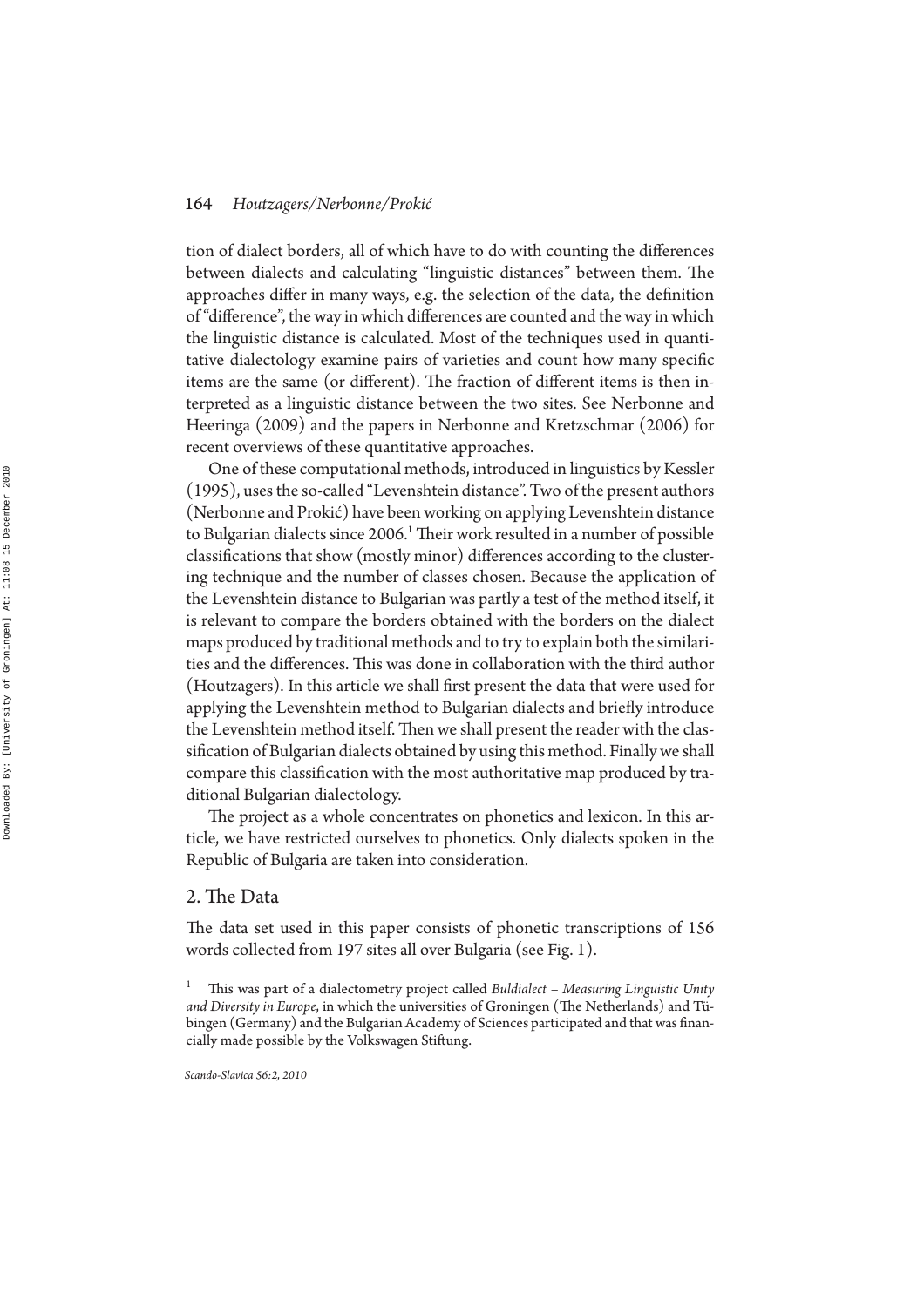tion of dialect borders, all of which have to do with counting the differences between dialects and calculating "linguistic distances" between them. The approaches differ in many ways, e.g. the selection of the data, the definition of "difference", the way in which differences are counted and the way in which the linguistic distance is calculated. Most of the techniques used in quantitative dialectology examine pairs of varieties and count how many specific items are the same (or different). The fraction of different items is then interpreted as a linguistic distance between the two sites. See Nerbonne and Heeringa (2009) and the papers in Nerbonne and Kretzschmar (2006) for recent overviews of these quantitative approaches.

One of these computational methods, introduced in linguistics by Kessler (1995), uses the so-called "Levenshtein distance". Two of the present authors (Nerbonne and Prokić) have been working on applying Levenshtein distance to Bulgarian dialects since 2006.[1] Their work resulted in a number of possible classifications that show (mostly minor) differences according to the clustering technique and the number of classes chosen. Because the application of the Levenshtein distance to Bulgarian was partly a test of the method itself, it is relevant to compare the borders obtained with the borders on the dialect maps produced by traditional methods and to try to explain both the similarities and the differences. This was done in collaboration with the third author (Houtzagers). In this article we shall first present the data that were used for applying the Levenshtein method to Bulgarian dialects and briefly introduce the Levenshtein method itself. Then we shall present the reader with the classification of Bulgarian dialects obtained by using this method. Finally we shall compare this classification with the most authoritative map produced by traditional Bulgarian dialectology.

The project as a whole concentrates on phonetics and lexicon. In this article, we have restricted ourselves to phonetics. Only dialects spoken in the Republic of Bulgaria are taken into consideration.

## 2. The Data

The data set used in this paper consists of phonetic transcriptions of 156 words collected from 197 sites all over Bulgaria (see Fig. 1).

[1] This was part of a dialectometry project called *Buldialect – Measuring Linguistic Unity and Diversity in Europe*, in which the universities of Groningen (The Netherlands) and Tübingen (Germany) and the Bulgarian Academy of Sciences participated and that was financially made possible by the Volkswagen Stiftung.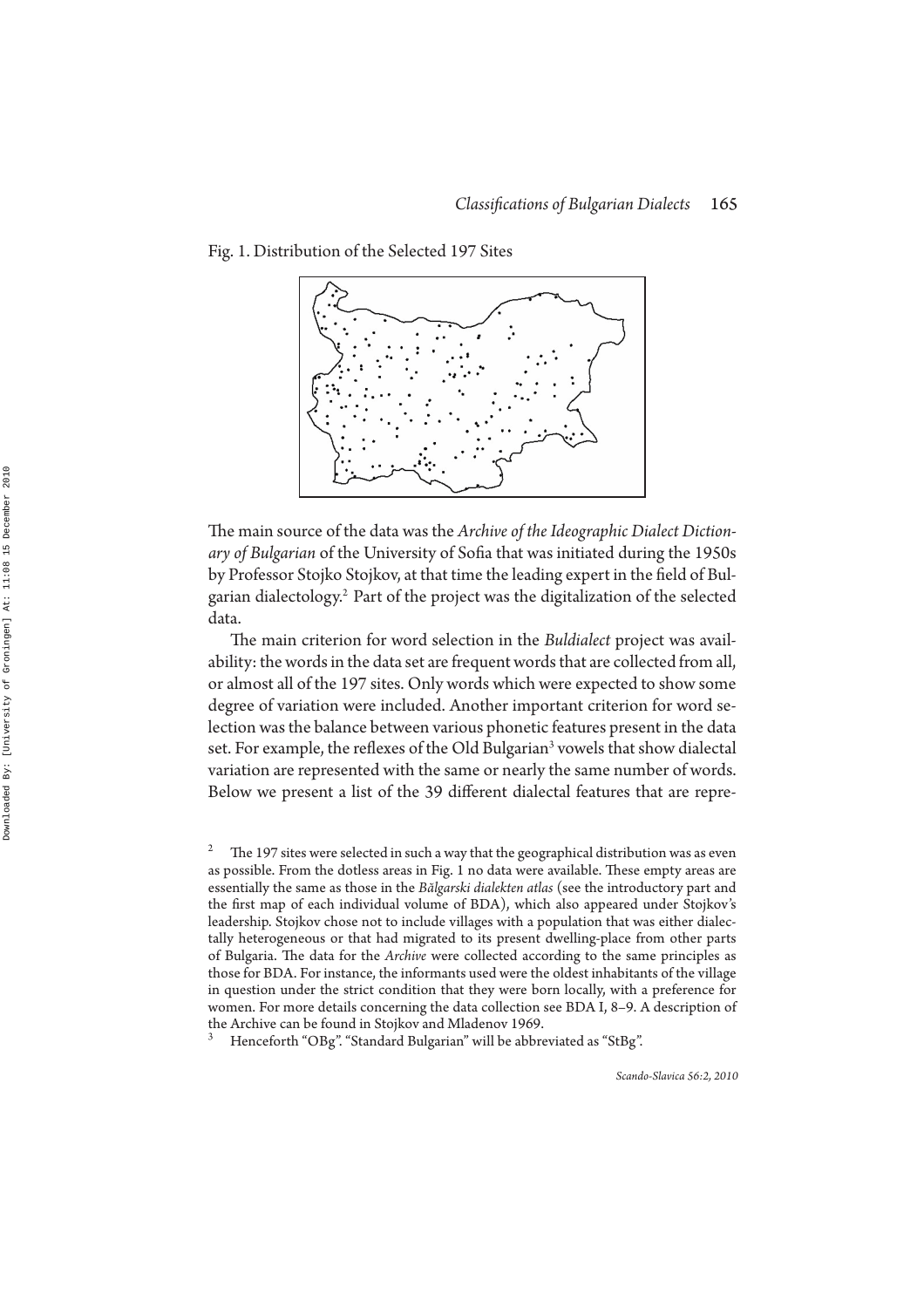Fig. 1. Distribution of the Selected 197 Sites

The main source of the data was the *Archive of the Ideographic Dialect Dictionary of Bulgarian* of the University of Sofia that was initiated during the 1950s by Professor Stojko Stojkov, at that time the leading expert in the field of Bulgarian dialectology.[2] Part of the project was the digitalization of the selected data.

The main criterion for word selection in the *Buldialect* project was availability: the words in the data set are frequent words that are collected from all, or almost all of the 197 sites. Only words which were expected to show some degree of variation were included. Another important criterion for word selection was the balance between various phonetic features present in the data set. For example, the reflexes of the Old Bulgarian[3] vowels that show dialectal variation are represented with the same or nearly the same number of words. Below we present a list of the 39 different dialectal features that are repre-

---

[2] The 197 sites were selected in such a way that the geographical distribution was as even as possible. From the dotless areas in Fig. 1 no data were available. These empty areas are essentially the same as those in the *Bălgarski dialekten atlas* (see the introductory part and the first map of each individual volume of BDA), which also appeared under Stojkov's leadership. Stojkov chose not to include villages with a population that was either dialectally heterogeneous or that had migrated to its present dwelling-place from other parts of Bulgaria. The data for the *Archive* were collected according to the same principles as those for BDA. For instance, the informants used were the oldest inhabitants of the village in question under the strict condition that they were born locally, with a preference for women. For more details concerning the data collection see BDA I, 8–9. A description of the Archive can be found in Stojkov and Mladenov 1969.

[3] Henceforth "OBg". "Standard Bulgarian" will be abbreviated as "StBg".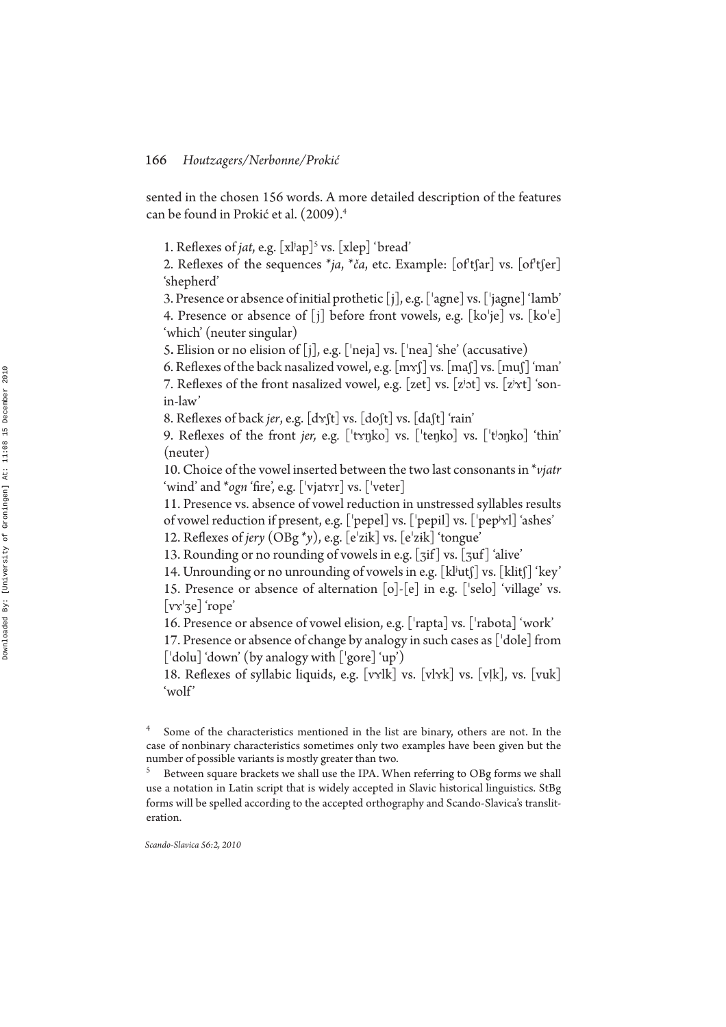sented in the chosen 156 words. A more detailed description of the features can be found in Prokić et al. (2009).[4]

1. Reflexes of *jat*, e.g. [xlʲap][5] vs. [xlep] 'bread'

2. Reflexes of the sequences *\*ja*, *\*ča*, etc. Example: [ofˈtʃar] vs. [ofˈtʃer] 'shepherd'

3. Presence or absence of initial prothetic [j], e.g. [ˈagne] vs. [ˈjagne] 'lamb'

4. Presence or absence of [j] before front vowels, e.g. [koˈje] vs. [koˈe] 'which' (neuter singular)

5. Elision or no elision of [j], e.g. [ˈneja] vs. [ˈnea] 'she' (accusative)

6. Reflexes of the back nasalized vowel, e.g. [mɤʃ] vs. [maʃ] vs. [muʃ] 'man'

7. Reflexes of the front nasalized vowel, e.g. [zet] vs. [zʲɔt] vs. [zʲɤt] 'son-in-law'

8. Reflexes of back *jer*, e.g. [dɤʃt] vs. [doʃt] vs. [daʃt] 'rain'

9. Reflexes of the front *jer,* e.g. [ˈtɤŋko] vs. [ˈteŋko] vs. [ˈtʲɔŋko] 'thin' (neuter)

10. Choice of the vowel inserted between the two last consonants in *\*vjatr* 'wind' and *\*ogn* 'fire', e.g. [ˈvjatɤr] vs. [ˈveter]

11. Presence vs. absence of vowel reduction in unstressed syllables results of vowel reduction if present, e.g. [ˈpepel] vs. [ˈpepil] vs. [ˈpepʲɤl] 'ashes'

12. Reflexes of *jery* (OBg *\*y*), e.g. [eˈzik] vs. [eˈzɨk] 'tongue'

13. Rounding or no rounding of vowels in e.g. [ʒif] vs. [ʒuf] 'alive'

14. Unrounding or no unrounding of vowels in e.g. [klʲutʃ] vs. [klitʃ] 'key'

15. Presence or absence of alternation [o]-[e] in e.g. [ˈselo] 'village' vs. [vɤˈʒe] 'rope'

16. Presence or absence of vowel elision, e.g. [ˈrapta] vs. [ˈrabota] 'work'

17. Presence or absence of change by analogy in such cases as [ˈdole] from [ˈdolu] 'down' (by analogy with [ˈgore] 'up')

18. Reflexes of syllabic liquids, e.g. [vɤlk] vs. [vlɤk] vs. [vl̩k], vs. [vuk] 'wolf'

---

[4] Some of the characteristics mentioned in the list are binary, others are not. In the case of nonbinary characteristics sometimes only two examples have been given but the number of possible variants is mostly greater than two.

[5] Between square brackets we shall use the IPA. When referring to OBg forms we shall use a notation in Latin script that is widely accepted in Slavic historical linguistics. StBg forms will be spelled according to the accepted orthography and Scando-Slavica's transliteration.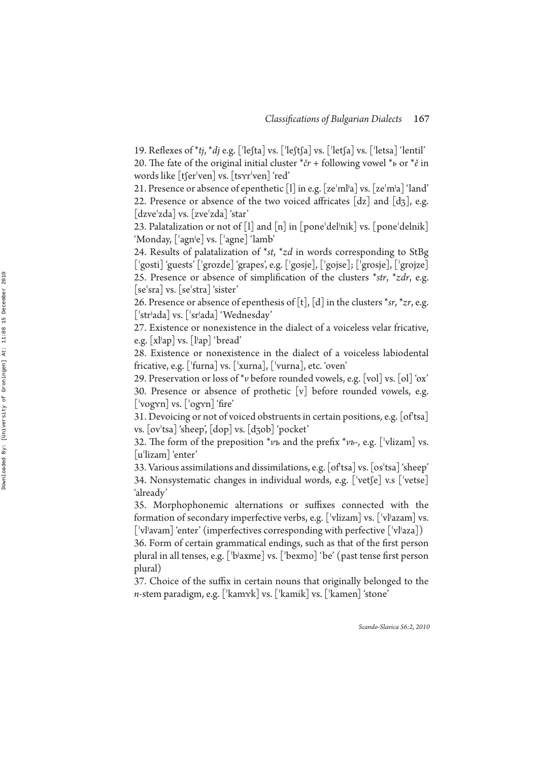19. Reflexes of **tj*, **dj* e.g. [ˈleʃta] vs. [ˈleʃtʃa] vs. [ˈletʃa] vs. [ˈletsa] 'lentil'
20. The fate of the original initial cluster **čr* + following vowel **ь* or **ě* in words like [tʃerˈven] vs. [tsɤrˈven] 'red'
21. Presence or absence of epenthetic [l] in e.g. [zeˈmlʲa] vs. [zeˈmʲa] 'land'
22. Presence or absence of the two voiced affricates [dz] and [dʒ], e.g. [dzveˈzda] vs. [zveˈzda] 'star'
23. Palatalization or not of [l] and [n] in [poneˈdelʲnik] vs. [poneˈdelnik] 'Monday, [ˈagnʲe] vs. [ˈagne] 'lamb'
24. Results of palatalization of **st*, **zd* in words corresponding to StBg [ˈgosti] 'guests' [ˈgrozde] 'grapes', e.g. [ˈgosje], [ˈgojse]; [ˈgrosje], [ˈgrojze]
25. Presence or absence of simplification of the clusters **str*, **zdr*, e.g. [seˈsra] vs. [seˈstra] 'sister'
26. Presence or absence of epenthesis of [t], [d] in the clusters **sr*, **zr*, e.g. [ˈstrʲada] vs. [ˈsrʲada] 'Wednesday'
27. Existence or nonexistence in the dialect of a voiceless velar fricative, e.g. [xlʲap] vs. [lʲap] 'bread'
28. Existence or nonexistence in the dialect of a voiceless labiodental fricative, e.g. [ˈfurna] vs. [ˈxurna], [ˈvurna], etc. 'oven'
29. Preservation or loss of **v* before rounded vowels, e.g. [vol] vs. [ol] 'ox'
30. Presence or absence of prothetic [v] before rounded vowels, e.g. [ˈvogɤn] vs. [ˈogɤn] 'fire'
31. Devoicing or not of voiced obstruents in certain positions, e.g. [ofˈtsa] vs. [ovˈtsa] 'sheep', [dop] vs. [dʒob] 'pocket'
32. The form of the preposition **vъ* and the prefix **vъ-*, e.g. [ˈvlizam] vs. [uˈlizam] 'enter'
33. Various assimilations and dissimilations, e.g. [ofˈtsa] vs. [osˈtsa] 'sheep'
34. Nonsystematic changes in individual words, e.g. [ˈvetʃe] v.s [ˈvetse] 'already'
35. Morphophonemic alternations or suffixes connected with the formation of secondary imperfective verbs, e.g. [ˈvlizam] vs. [ˈvlʲazam] vs. [ˈvlʲavam] 'enter' (imperfectives corresponding with perfective [ˈvlʲaza])
36. Form of certain grammatical endings, such as that of the first person plural in all tenses, e.g. [ˈbʲaxme] vs. [ˈbexmo] 'be' (past tense first person plural)
37. Choice of the suffix in certain nouns that originally belonged to the *n*-stem paradigm, e.g. [ˈkamɤk] vs. [ˈkamik] vs. [ˈkamen] 'stone'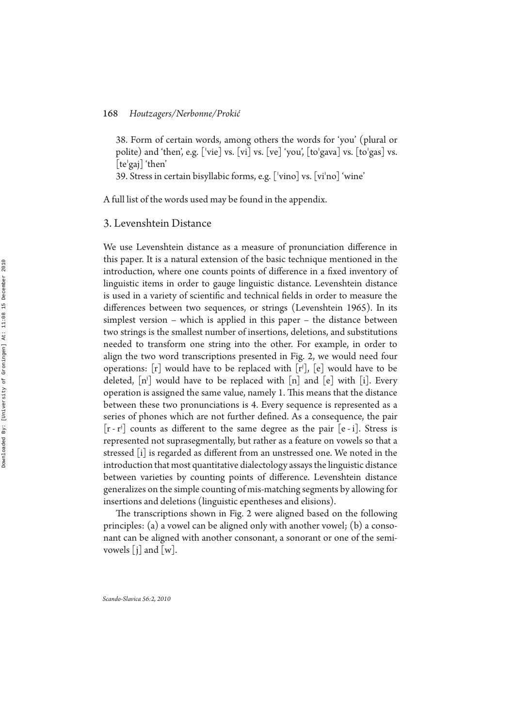38. Form of certain words, among others the words for 'you' (plural or polite) and 'then', e.g. [ˈvie] vs. [vi] vs. [ve] 'you', [toˈgava] vs. [toˈgas] vs. [teˈgaj] 'then'

39. Stress in certain bisyllabic forms, e.g. [ˈvino] vs. [viˈno] 'wine'

A full list of the words used may be found in the appendix.

## 3. Levenshtein Distance

We use Levenshtein distance as a measure of pronunciation difference in this paper. It is a natural extension of the basic technique mentioned in the introduction, where one counts points of difference in a fixed inventory of linguistic items in order to gauge linguistic distance. Levenshtein distance is used in a variety of scientific and technical fields in order to measure the differences between two sequences, or strings (Levenshtein 1965). In its simplest version – which is applied in this paper – the distance between two strings is the smallest number of insertions, deletions, and substitutions needed to transform one string into the other. For example, in order to align the two word transcriptions presented in Fig. 2, we would need four operations: [r] would have to be replaced with [rʲ], [e] would have to be deleted, [nʲ] would have to be replaced with [n] and [e] with [i]. Every operation is assigned the same value, namely 1. This means that the distance between these two pronunciations is 4. Every sequence is represented as a series of phones which are not further defined. As a consequence, the pair [r - rʲ] counts as different to the same degree as the pair [e - i]. Stress is represented not suprasegmentally, but rather as a feature on vowels so that a stressed [i] is regarded as different from an unstressed one. We noted in the introduction that most quantitative dialectology assays the linguistic distance between varieties by counting points of difference. Levenshtein distance generalizes on the simple counting of mis-matching segments by allowing for insertions and deletions (linguistic epentheses and elisions).

The transcriptions shown in Fig. 2 were aligned based on the following principles: (a) a vowel can be aligned only with another vowel; (b) a consonant can be aligned with another consonant, a sonorant or one of the semivowels [j] and [w].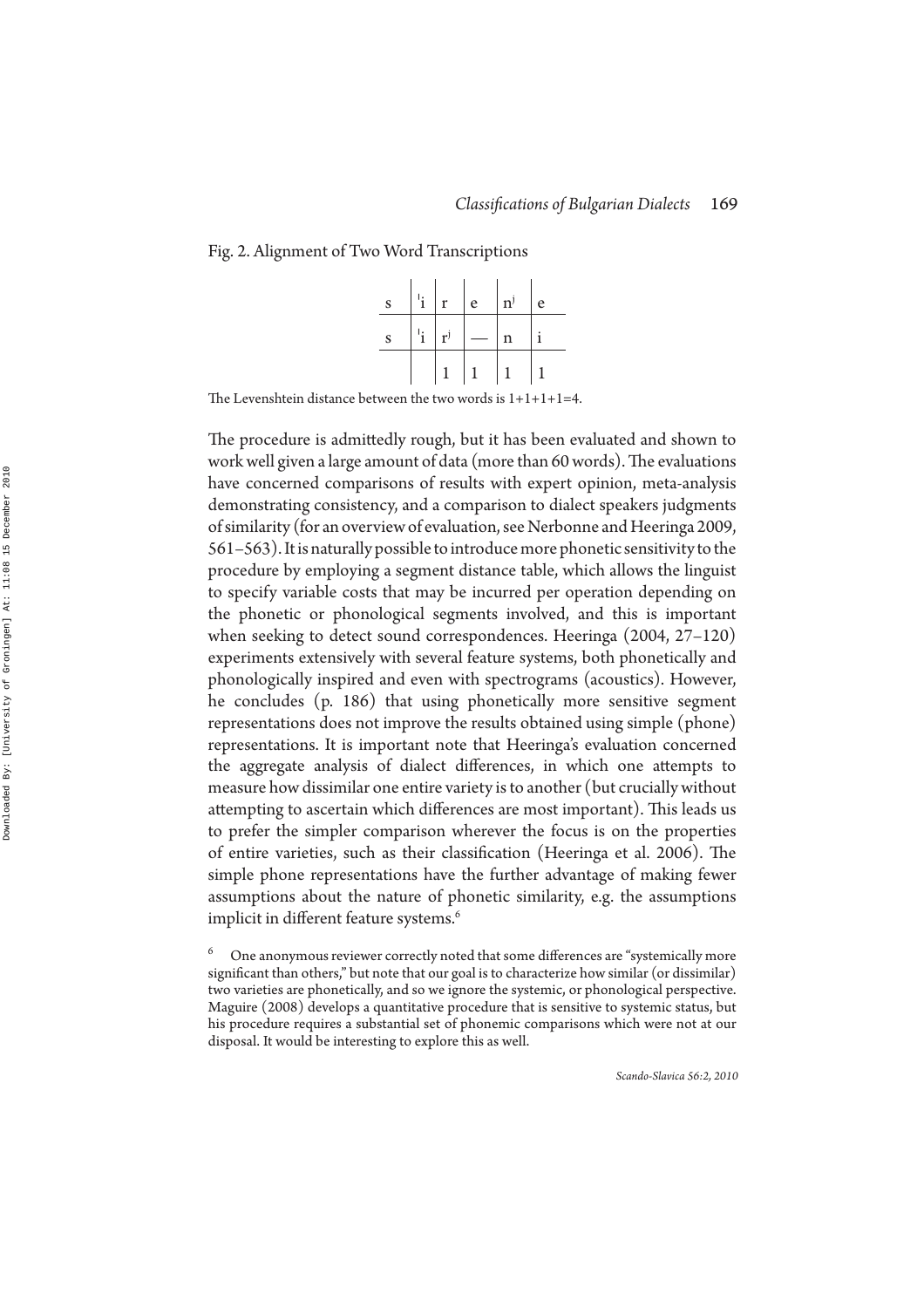Fig. 2. Alignment of Two Word Transcriptions

| s | ˈi | r | e | nʲ | e |
|---|---|---|---|---|---|
| s | ˈi | rʲ | — | n | i |
| | | 1 | 1 | 1 | 1 |

The Levenshtein distance between the two words is 1+1+1+1=4.

The procedure is admittedly rough, but it has been evaluated and shown to work well given a large amount of data (more than 60 words). The evaluations have concerned comparisons of results with expert opinion, meta-analysis demonstrating consistency, and a comparison to dialect speakers judgments of similarity (for an overview of evaluation, see Nerbonne and Heeringa 2009, 561–563). It is naturally possible to introduce more phonetic sensitivity to the procedure by employing a segment distance table, which allows the linguist to specify variable costs that may be incurred per operation depending on the phonetic or phonological segments involved, and this is important when seeking to detect sound correspondences. Heeringa (2004, 27–120) experiments extensively with several feature systems, both phonetically and phonologically inspired and even with spectrograms (acoustics). However, he concludes (p. 186) that using phonetically more sensitive segment representations does not improve the results obtained using simple (phone) representations. It is important note that Heeringa's evaluation concerned the aggregate analysis of dialect differences, in which one attempts to measure how dissimilar one entire variety is to another (but crucially without attempting to ascertain which differences are most important). This leads us to prefer the simpler comparison wherever the focus is on the properties of entire varieties, such as their classification (Heeringa et al. 2006). The simple phone representations have the further advantage of making fewer assumptions about the nature of phonetic similarity, e.g. the assumptions implicit in different feature systems.[6]

[6] One anonymous reviewer correctly noted that some differences are "systemically more significant than others," but note that our goal is to characterize how similar (or dissimilar) two varieties are phonetically, and so we ignore the systemic, or phonological perspective. Maguire (2008) develops a quantitative procedure that is sensitive to systemic status, but his procedure requires a substantial set of phonemic comparisons which were not at our disposal. It would be interesting to explore this as well.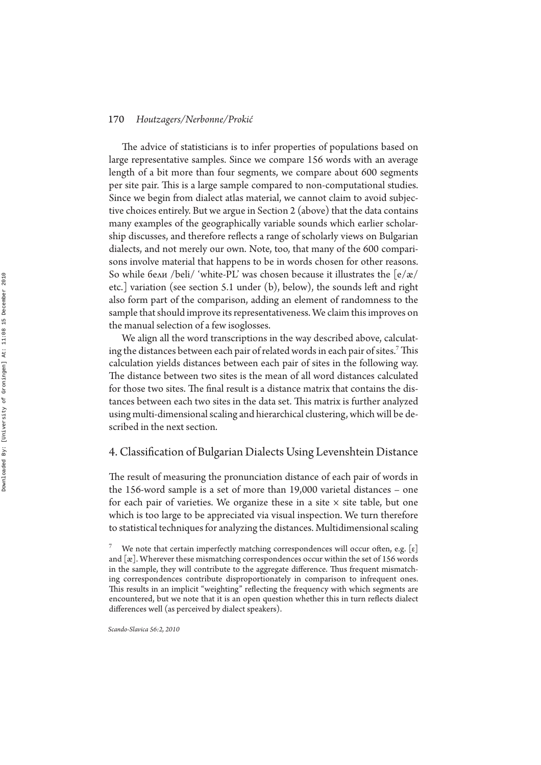The advice of statisticians is to infer properties of populations based on large representative samples. Since we compare 156 words with an average length of a bit more than four segments, we compare about 600 segments per site pair. This is a large sample compared to non-computational studies. Since we begin from dialect atlas material, we cannot claim to avoid subjective choices entirely. But we argue in Section 2 (above) that the data contains many examples of the geographically variable sounds which earlier scholarship discusses, and therefore reflects a range of scholarly views on Bulgarian dialects, and not merely our own. Note, too, that many of the 600 comparisons involve material that happens to be in words chosen for other reasons. So while бели /beli/ 'white-PL' was chosen because it illustrates the [e/æ/ etc.] variation (see section 5.1 under (b), below), the sounds left and right also form part of the comparison, adding an element of randomness to the sample that should improve its representativeness. We claim this improves on the manual selection of a few isoglosses.

We align all the word transcriptions in the way described above, calculating the distances between each pair of related words in each pair of sites.[7] This calculation yields distances between each pair of sites in the following way. The distance between two sites is the mean of all word distances calculated for those two sites. The final result is a distance matrix that contains the distances between each two sites in the data set. This matrix is further analyzed using multi-dimensional scaling and hierarchical clustering, which will be described in the next section.

## 4. Classification of Bulgarian Dialects Using Levenshtein Distance

The result of measuring the pronunciation distance of each pair of words in the 156-word sample is a set of more than 19,000 varietal distances – one for each pair of varieties. We organize these in a site × site table, but one which is too large to be appreciated via visual inspection. We turn therefore to statistical techniques for analyzing the distances. Multidimensional scaling

[7] We note that certain imperfectly matching correspondences will occur often, e.g. [ɛ] and [æ]. Wherever these mismatching correspondences occur within the set of 156 words in the sample, they will contribute to the aggregate difference. Thus frequent mismatching correspondences contribute disproportionately in comparison to infrequent ones. This results in an implicit "weighting" reflecting the frequency with which segments are encountered, but we note that it is an open question whether this in turn reflects dialect differences well (as perceived by dialect speakers).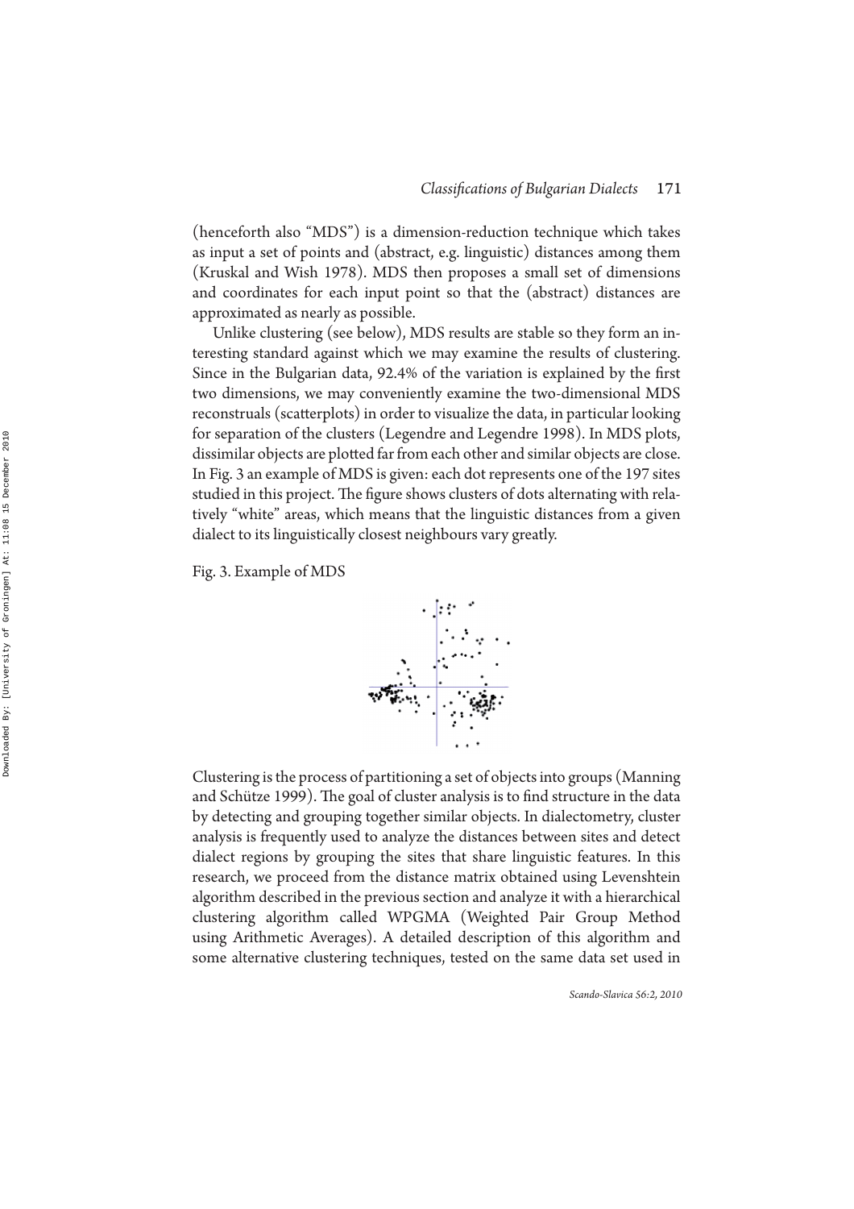(henceforth also "MDS") is a dimension-reduction technique which takes as input a set of points and (abstract, e.g. linguistic) distances among them (Kruskal and Wish 1978). MDS then proposes a small set of dimensions and coordinates for each input point so that the (abstract) distances are approximated as nearly as possible.

Unlike clustering (see below), MDS results are stable so they form an interesting standard against which we may examine the results of clustering. Since in the Bulgarian data, 92.4% of the variation is explained by the first two dimensions, we may conveniently examine the two-dimensional MDS reconstruals (scatterplots) in order to visualize the data, in particular looking for separation of the clusters (Legendre and Legendre 1998). In MDS plots, dissimilar objects are plotted far from each other and similar objects are close. In Fig. 3 an example of MDS is given: each dot represents one of the 197 sites studied in this project. The figure shows clusters of dots alternating with relatively "white" areas, which means that the linguistic distances from a given dialect to its linguistically closest neighbours vary greatly.

Fig. 3. Example of MDS

Clustering is the process of partitioning a set of objects into groups (Manning and Schütze 1999). The goal of cluster analysis is to find structure in the data by detecting and grouping together similar objects. In dialectometry, cluster analysis is frequently used to analyze the distances between sites and detect dialect regions by grouping the sites that share linguistic features. In this research, we proceed from the distance matrix obtained using Levenshtein algorithm described in the previous section and analyze it with a hierarchical clustering algorithm called WPGMA (Weighted Pair Group Method using Arithmetic Averages). A detailed description of this algorithm and some alternative clustering techniques, tested on the same data set used in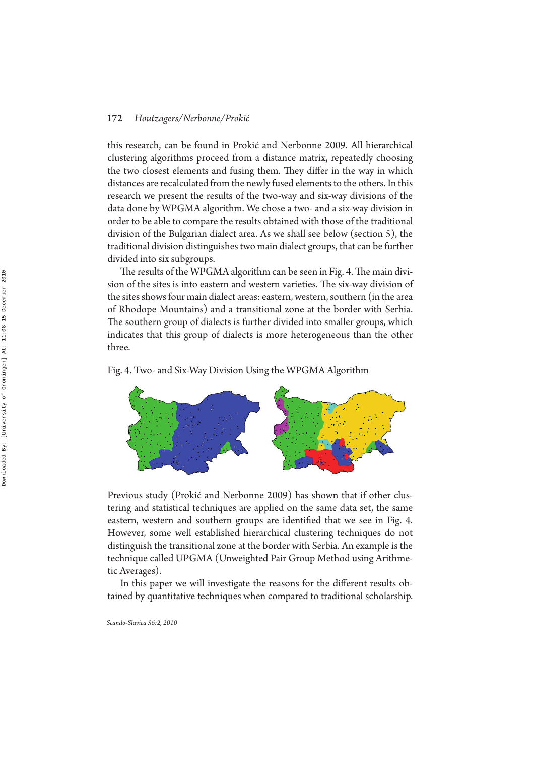this research, can be found in Prokić and Nerbonne 2009. All hierarchical clustering algorithms proceed from a distance matrix, repeatedly choosing the two closest elements and fusing them. They differ in the way in which distances are recalculated from the newly fused elements to the others. In this research we present the results of the two-way and six-way divisions of the data done by WPGMA algorithm. We chose a two- and a six-way division in order to be able to compare the results obtained with those of the traditional division of the Bulgarian dialect area. As we shall see below (section 5), the traditional division distinguishes two main dialect groups, that can be further divided into six subgroups.

The results of the WPGMA algorithm can be seen in Fig. 4. The main division of the sites is into eastern and western varieties. The six-way division of the sites shows four main dialect areas: eastern, western, southern (in the area of Rhodope Mountains) and a transitional zone at the border with Serbia. The southern group of dialects is further divided into smaller groups, which indicates that this group of dialects is more heterogeneous than the other three.

Fig. 4. Two- and Six-Way Division Using the WPGMA Algorithm

Previous study (Prokić and Nerbonne 2009) has shown that if other clustering and statistical techniques are applied on the same data set, the same eastern, western and southern groups are identified that we see in Fig. 4. However, some well established hierarchical clustering techniques do not distinguish the transitional zone at the border with Serbia. An example is the technique called UPGMA (Unweighted Pair Group Method using Arithmetic Averages).

In this paper we will investigate the reasons for the different results obtained by quantitative techniques when compared to traditional scholarship.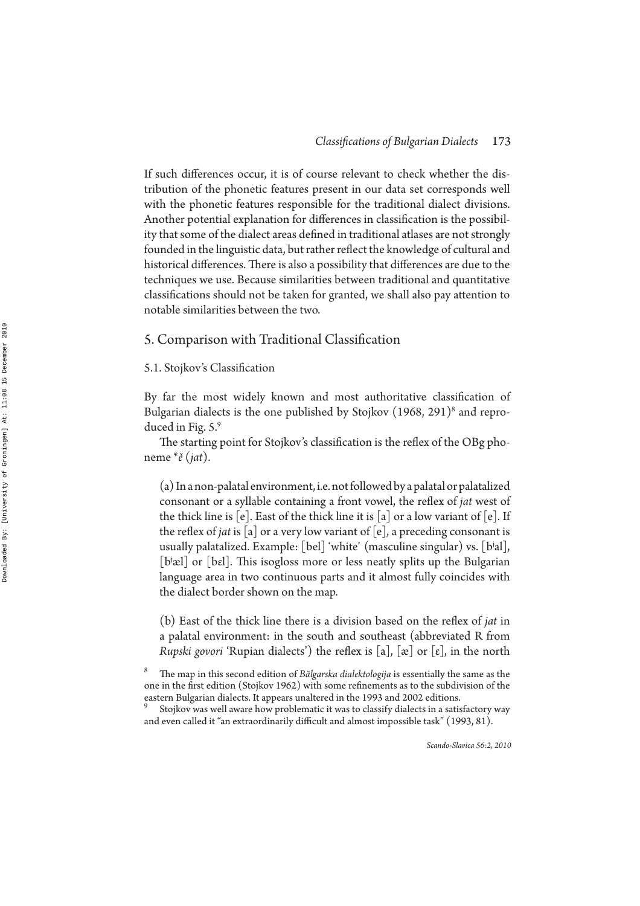If such differences occur, it is of course relevant to check whether the distribution of the phonetic features present in our data set corresponds well with the phonetic features responsible for the traditional dialect divisions. Another potential explanation for differences in classification is the possibility that some of the dialect areas defined in traditional atlases are not strongly founded in the linguistic data, but rather reflect the knowledge of cultural and historical differences. There is also a possibility that differences are due to the techniques we use. Because similarities between traditional and quantitative classifications should not be taken for granted, we shall also pay attention to notable similarities between the two.

## 5. Comparison with Traditional Classification

### 5.1. Stojkov's Classification

By far the most widely known and most authoritative classification of Bulgarian dialects is the one published by Stojkov (1968, 291)[8] and reproduced in Fig. 5.[9]

The starting point for Stojkov's classification is the reflex of the OBg phoneme *\*ě* (*jat*).

(a) In a non-palatal environment, i.e. not followed by a palatal or palatalized consonant or a syllable containing a front vowel, the reflex of *jat* west of the thick line is [e]. East of the thick line it is [a] or a low variant of [e]. If the reflex of *jat* is [a] or a very low variant of [e], a preceding consonant is usually palatalized. Example: [bel] 'white' (masculine singular) vs. [bʲal], [bʲæl] or [bɛl]. This isogloss more or less neatly splits up the Bulgarian language area in two continuous parts and it almost fully coincides with the dialect border shown on the map.

(b) East of the thick line there is a division based on the reflex of *jat* in a palatal environment: in the south and southeast (abbreviated R from *Rupski govori* 'Rupian dialects') the reflex is [a], [æ] or [ɛ], in the north

[8] The map in this second edition of *Bălgarska dialektologija* is essentially the same as the one in the first edition (Stojkov 1962) with some refinements as to the subdivision of the eastern Bulgarian dialects. It appears unaltered in the 1993 and 2002 editions.

[9] Stojkov was well aware how problematic it was to classify dialects in a satisfactory way and even called it "an extraordinarily difficult and almost impossible task" (1993, 81).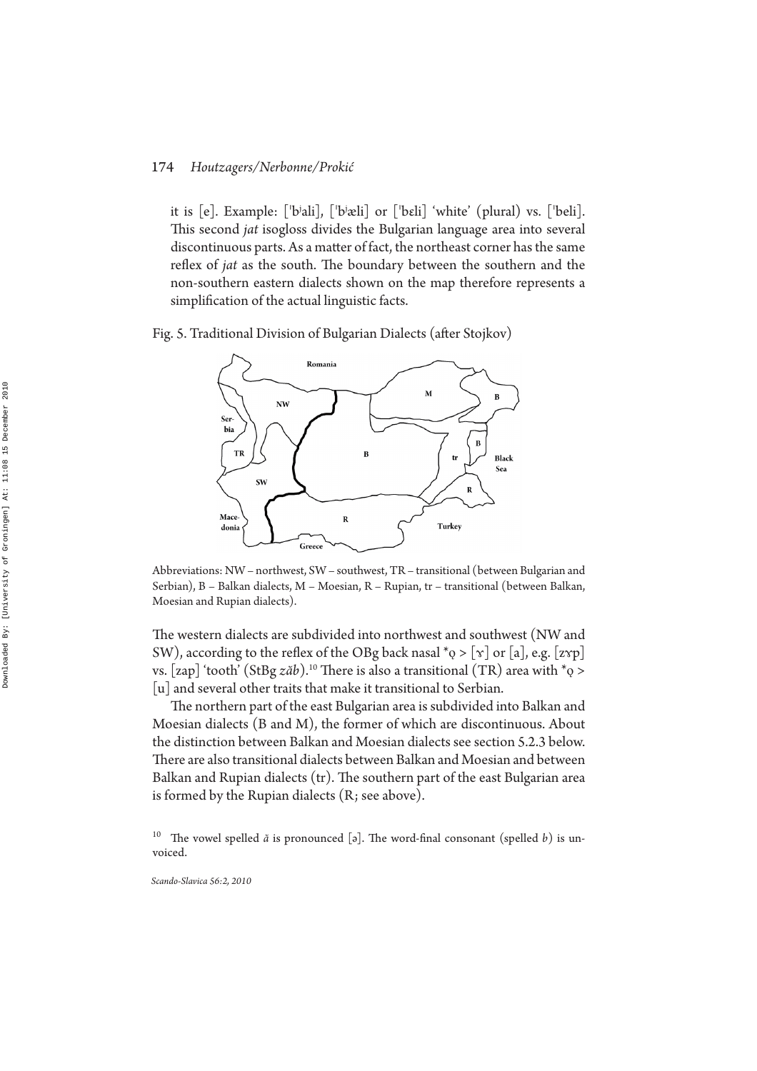it is [e]. Example: [ˈbʲali], [ˈbʲæli] or [ˈbɛli] 'white' (plural) vs. [ˈbeli]. This second *jat* isogloss divides the Bulgarian language area into several discontinuous parts. As a matter of fact, the northeast corner has the same reflex of *jat* as the south. The boundary between the southern and the non-southern eastern dialects shown on the map therefore represents a simplification of the actual linguistic facts.

Fig. 5. Traditional Division of Bulgarian Dialects (after Stojkov)

Abbreviations: NW – northwest, SW – southwest, TR – transitional (between Bulgarian and Serbian), B – Balkan dialects, M – Moesian, R – Rupian, tr – transitional (between Balkan, Moesian and Rupian dialects).

The western dialects are subdivided into northwest and southwest (NW and SW), according to the reflex of the OBg back nasal *ǫ > [ɤ] or [a], e.g. [zɤp] vs. [zap] 'tooth' (StBg *zăb*).[10] There is also a transitional (TR) area with *ǫ > [u] and several other traits that make it transitional to Serbian.

The northern part of the east Bulgarian area is subdivided into Balkan and Moesian dialects (B and M), the former of which are discontinuous. About the distinction between Balkan and Moesian dialects see section 5.2.3 below. There are also transitional dialects between Balkan and Moesian and between Balkan and Rupian dialects (tr). The southern part of the east Bulgarian area is formed by the Rupian dialects (R; see above).

[10] The vowel spelled *ă* is pronounced [ə]. The word-final consonant (spelled *b*) is unvoiced.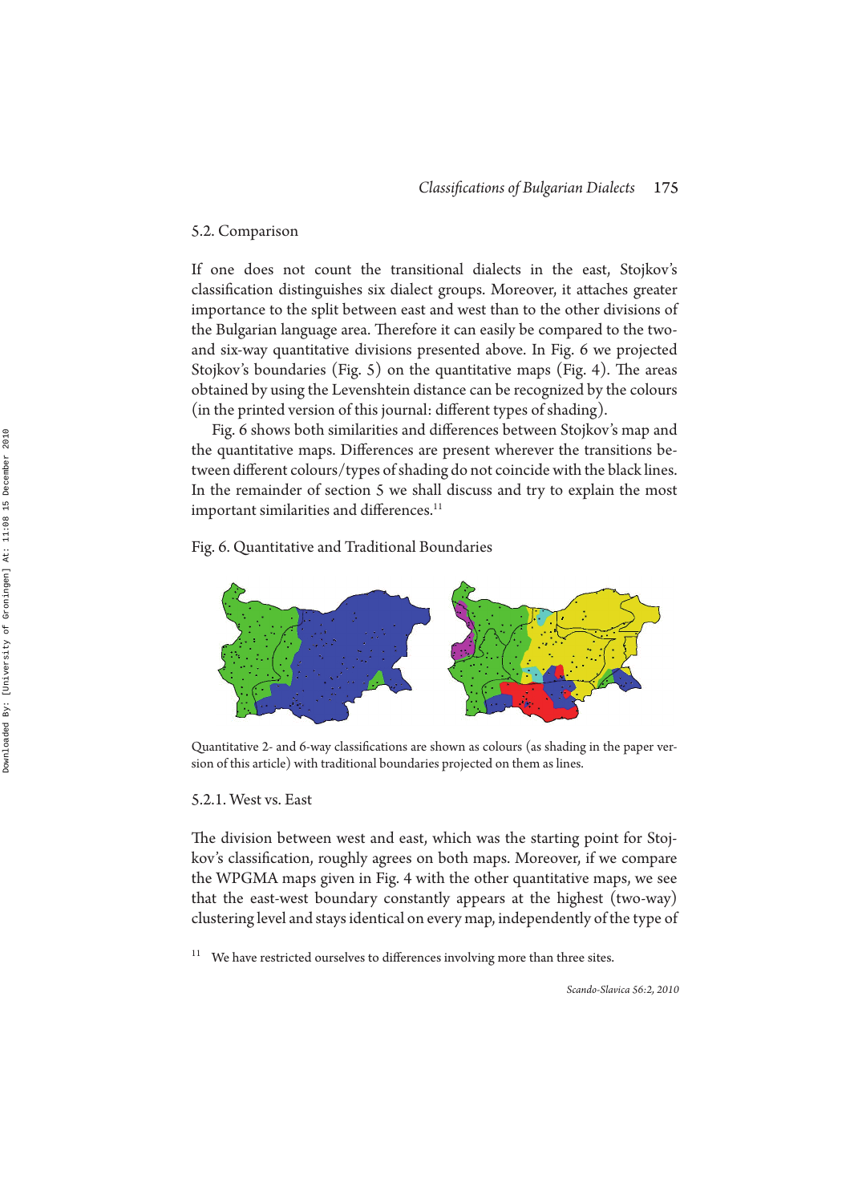### 5.2. Comparison

If one does not count the transitional dialects in the east, Stojkov's classification distinguishes six dialect groups. Moreover, it attaches greater importance to the split between east and west than to the other divisions of the Bulgarian language area. Therefore it can easily be compared to the two- and six-way quantitative divisions presented above. In Fig. 6 we projected Stojkov's boundaries (Fig. 5) on the quantitative maps (Fig. 4). The areas obtained by using the Levenshtein distance can be recognized by the colours (in the printed version of this journal: different types of shading).

Fig. 6 shows both similarities and differences between Stojkov's map and the quantitative maps. Differences are present wherever the transitions between different colours/types of shading do not coincide with the black lines. In the remainder of section 5 we shall discuss and try to explain the most important similarities and differences.[11]

Fig. 6. Quantitative and Traditional Boundaries

Quantitative 2- and 6-way classifications are shown as colours (as shading in the paper version of this article) with traditional boundaries projected on them as lines.

#### 5.2.1. West vs. East

The division between west and east, which was the starting point for Stojkov's classification, roughly agrees on both maps. Moreover, if we compare the WPGMA maps given in Fig. 4 with the other quantitative maps, we see that the east-west boundary constantly appears at the highest (two-way) clustering level and stays identical on every map, independently of the type of

[11] We have restricted ourselves to differences involving more than three sites.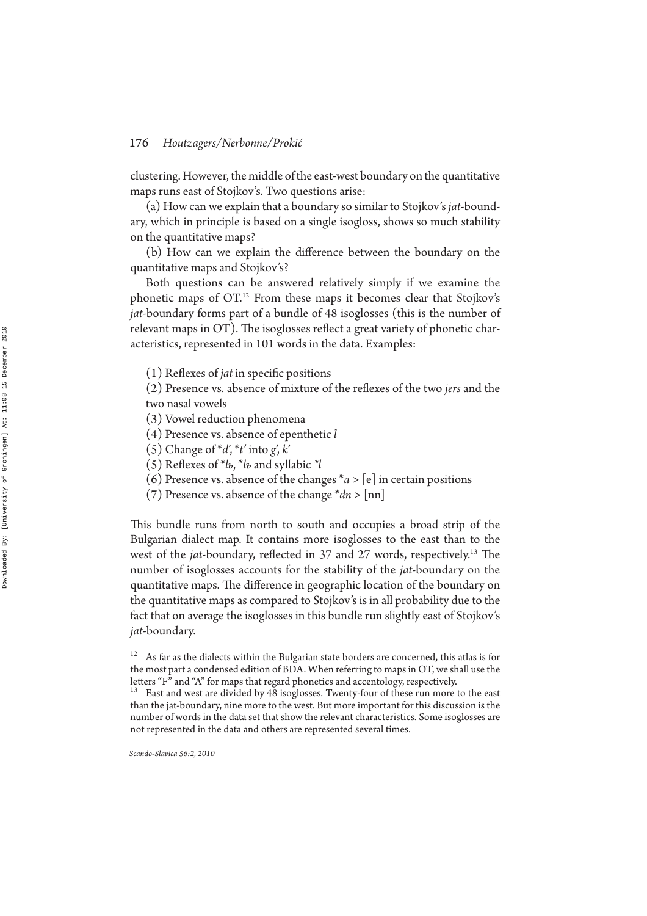clustering. However, the middle of the east-west boundary on the quantitative maps runs east of Stojkov's. Two questions arise:

(a) How can we explain that a boundary so similar to Stojkov's *jat*-boundary, which in principle is based on a single isogloss, shows so much stability on the quantitative maps?

(b) How can we explain the difference between the boundary on the quantitative maps and Stojkov's?

Both questions can be answered relatively simply if we examine the phonetic maps of OT.[12] From these maps it becomes clear that Stojkov's *jat*-boundary forms part of a bundle of 48 isoglosses (this is the number of relevant maps in OT). The isoglosses reflect a great variety of phonetic characteristics, represented in 101 words in the data. Examples:

(1) Reflexes of *jat* in specific positions
(2) Presence vs. absence of mixture of the reflexes of the two *jers* and the two nasal vowels
(3) Vowel reduction phenomena
(4) Presence vs. absence of epenthetic *l*
(5) Change of \**d'*, \**t'* into *g'*, *k'*
(5) Reflexes of \**lь*, \**lъ* and syllabic \**l*
(6) Presence vs. absence of the changes \**a* > [e] in certain positions
(7) Presence vs. absence of the change \**dn* > [nn]

This bundle runs from north to south and occupies a broad strip of the Bulgarian dialect map. It contains more isoglosses to the east than to the west of the *jat*-boundary, reflected in 37 and 27 words, respectively.[13] The number of isoglosses accounts for the stability of the *jat*-boundary on the quantitative maps. The difference in geographic location of the boundary on the quantitative maps as compared to Stojkov's is in all probability due to the fact that on average the isoglosses in this bundle run slightly east of Stojkov's *jat*-boundary.

[12] As far as the dialects within the Bulgarian state borders are concerned, this atlas is for the most part a condensed edition of BDA. When referring to maps in OT, we shall use the letters "F" and "A" for maps that regard phonetics and accentology, respectively.

[13] East and west are divided by 48 isoglosses. Twenty-four of these run more to the east than the jat-boundary, nine more to the west. But more important for this discussion is the number of words in the data set that show the relevant characteristics. Some isoglosses are not represented in the data and others are represented several times.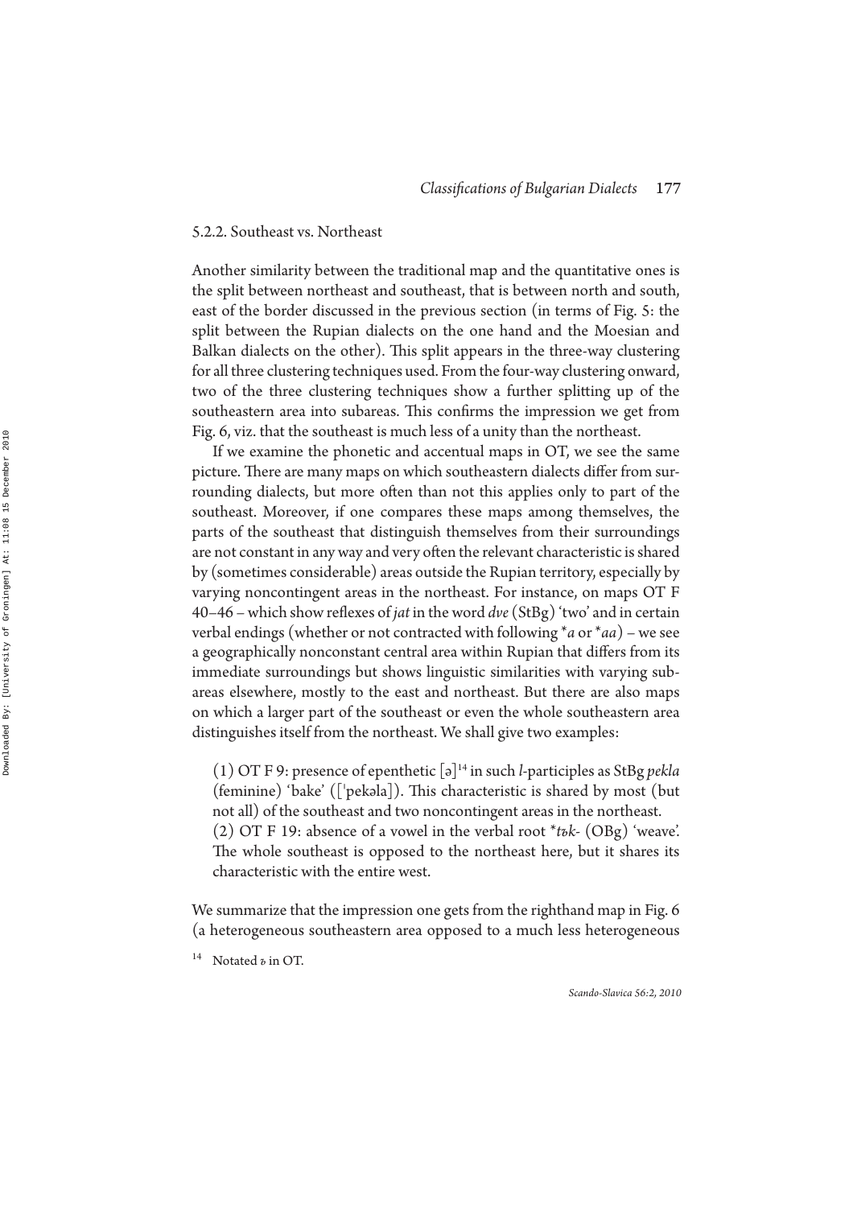### 5.2.2. Southeast vs. Northeast

Another similarity between the traditional map and the quantitative ones is the split between northeast and southeast, that is between north and south, east of the border discussed in the previous section (in terms of Fig. 5: the split between the Rupian dialects on the one hand and the Moesian and Balkan dialects on the other). This split appears in the three-way clustering for all three clustering techniques used. From the four-way clustering onward, two of the three clustering techniques show a further splitting up of the southeastern area into subareas. This confirms the impression we get from Fig. 6, viz. that the southeast is much less of a unity than the northeast.

If we examine the phonetic and accentual maps in OT, we see the same picture. There are many maps on which southeastern dialects differ from surrounding dialects, but more often than not this applies only to part of the southeast. Moreover, if one compares these maps among themselves, the parts of the southeast that distinguish themselves from their surroundings are not constant in any way and very often the relevant characteristic is shared by (sometimes considerable) areas outside the Rupian territory, especially by varying noncontingent areas in the northeast. For instance, on maps OT F 40–46 – which show reflexes of *jat* in the word *dve* (StBg) 'two' and in certain verbal endings (whether or not contracted with following \**a* or \**aa*) – we see a geographically nonconstant central area within Rupian that differs from its immediate surroundings but shows linguistic similarities with varying subareas elsewhere, mostly to the east and northeast. But there are also maps on which a larger part of the southeast or even the whole southeastern area distinguishes itself from the northeast. We shall give two examples:

(1) OT F 9: presence of epenthetic [ə][14] in such *l*-participles as StBg *pekla* (feminine) 'bake' (['pekəla]). This characteristic is shared by most (but not all) of the southeast and two noncontingent areas in the northeast.
(2) OT F 19: absence of a vowel in the verbal root \**tъk-* (OBg) 'weave'. The whole southeast is opposed to the northeast here, but it shares its characteristic with the entire west.

We summarize that the impression one gets from the righthand map in Fig. 6 (a heterogeneous southeastern area opposed to a much less heterogeneous

[14] Notated *ъ* in OT.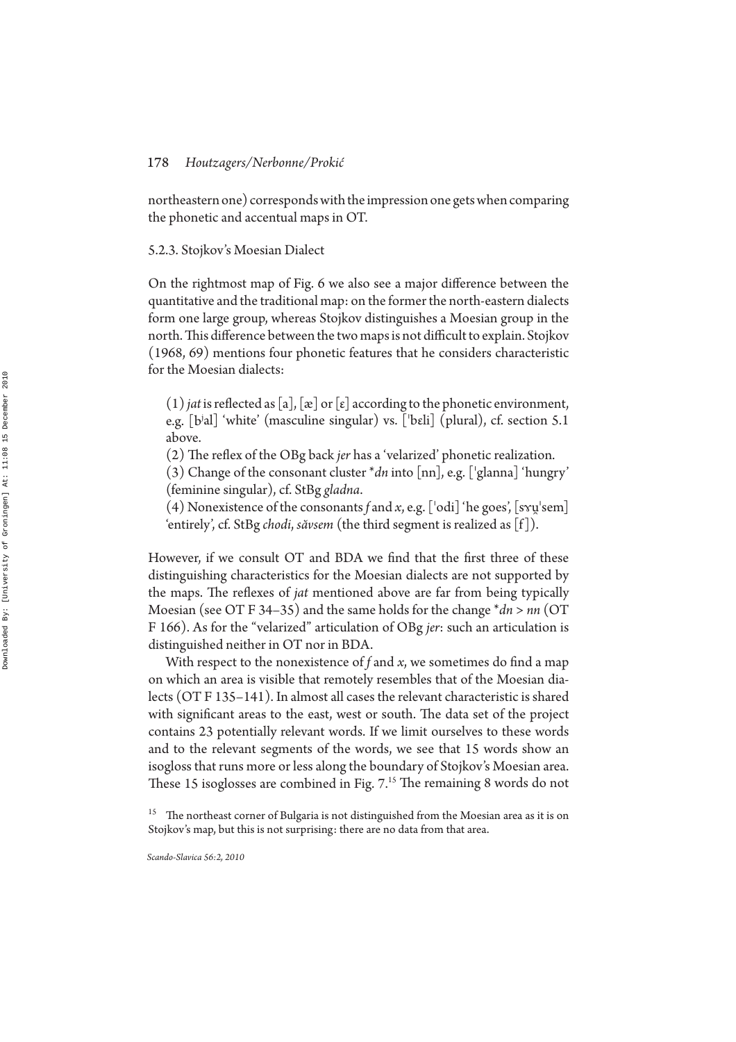northeastern one) corresponds with the impression one gets when comparing the phonetic and accentual maps in OT.

### 5.2.3. Stojkov's Moesian Dialect

On the rightmost map of Fig. 6 we also see a major difference between the quantitative and the traditional map: on the former the north-eastern dialects form one large group, whereas Stojkov distinguishes a Moesian group in the north. This difference between the two maps is not difficult to explain. Stojkov (1968, 69) mentions four phonetic features that he considers characteristic for the Moesian dialects:

(1) *jat* is reflected as [a], [æ] or [ɛ] according to the phonetic environment, e.g. [bʲal] 'white' (masculine singular) vs. [ˈbɛli] (plural), cf. section 5.1 above.

(2) The reflex of the OBg back *jer* has a 'velarized' phonetic realization.

(3) Change of the consonant cluster \**dn* into [nn], e.g. [ˈglanna] 'hungry' (feminine singular), cf. StBg *gladna*.

(4) Nonexistence of the consonants *f* and *x*, e.g. [ˈodi] 'he goes', [sɤu̯ˈsem] 'entirely', cf. StBg *chodi*, *săvsem* (the third segment is realized as [f]).

However, if we consult OT and BDA we find that the first three of these distinguishing characteristics for the Moesian dialects are not supported by the maps. The reflexes of *jat* mentioned above are far from being typically Moesian (see OT F 34–35) and the same holds for the change \**dn* > *nn* (OT F 166). As for the "velarized" articulation of OBg *jer*: such an articulation is distinguished neither in OT nor in BDA.

With respect to the nonexistence of *f* and *x*, we sometimes do find a map on which an area is visible that remotely resembles that of the Moesian dialects (OT F 135–141). In almost all cases the relevant characteristic is shared with significant areas to the east, west or south. The data set of the project contains 23 potentially relevant words. If we limit ourselves to these words and to the relevant segments of the words, we see that 15 words show an isogloss that runs more or less along the boundary of Stojkov's Moesian area. These 15 isoglosses are combined in Fig. 7.[15] The remaining 8 words do not

[15] The northeast corner of Bulgaria is not distinguished from the Moesian area as it is on Stojkov's map, but this is not surprising: there are no data from that area.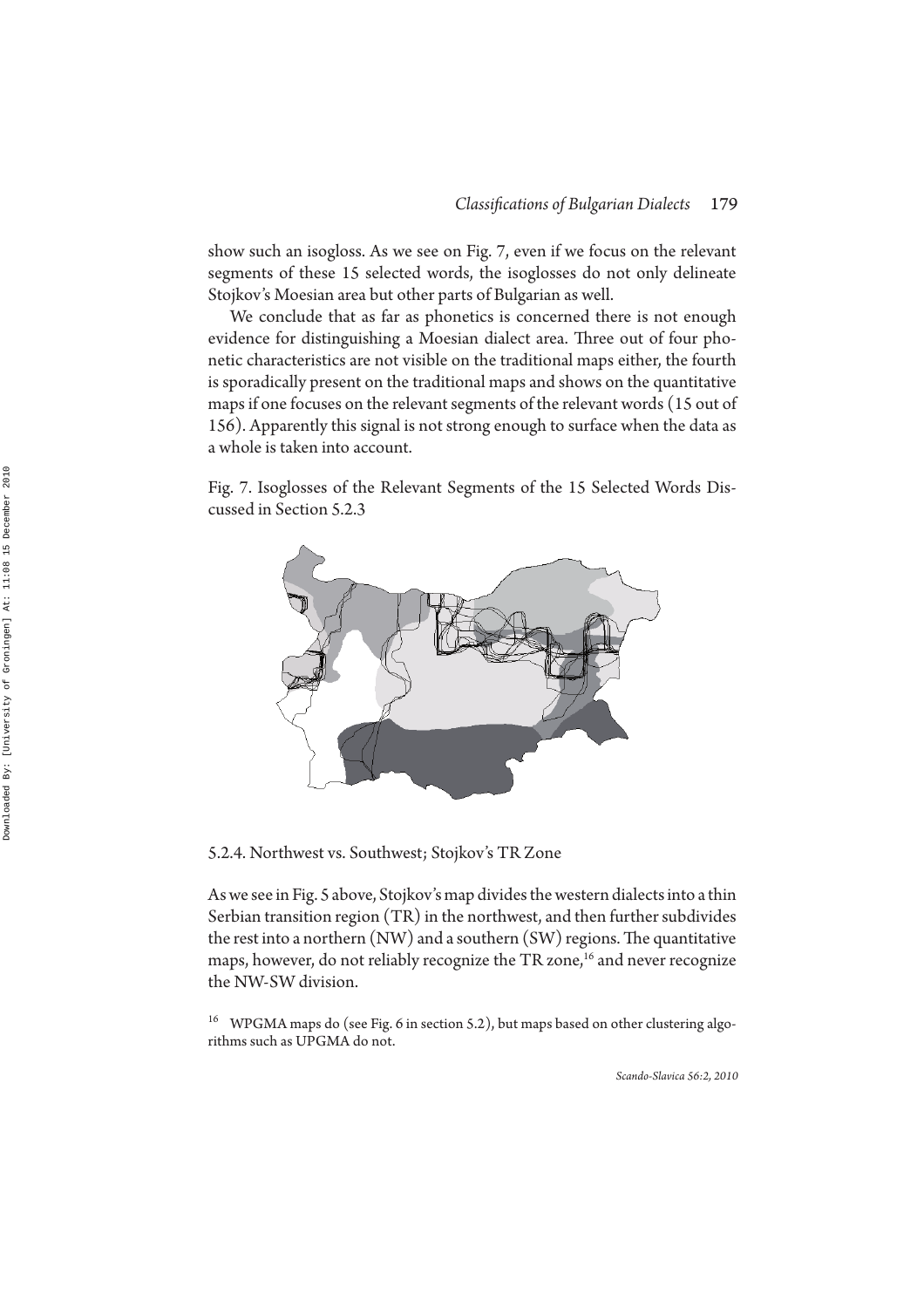show such an isogloss. As we see on Fig. 7, even if we focus on the relevant segments of these 15 selected words, the isoglosses do not only delineate Stojkov's Moesian area but other parts of Bulgarian as well.

We conclude that as far as phonetics is concerned there is not enough evidence for distinguishing a Moesian dialect area. Three out of four phonetic characteristics are not visible on the traditional maps either, the fourth is sporadically present on the traditional maps and shows on the quantitative maps if one focuses on the relevant segments of the relevant words (15 out of 156). Apparently this signal is not strong enough to surface when the data as a whole is taken into account.

Fig. 7. Isoglosses of the Relevant Segments of the 15 Selected Words Discussed in Section 5.2.3

### 5.2.4. Northwest vs. Southwest; Stojkov's TR Zone

As we see in Fig. 5 above, Stojkov's map divides the western dialects into a thin Serbian transition region (TR) in the northwest, and then further subdivides the rest into a northern (NW) and a southern (SW) regions. The quantitative maps, however, do not reliably recognize the TR zone,[16] and never recognize the NW-SW division.

[16] WPGMA maps do (see Fig. 6 in section 5.2), but maps based on other clustering algorithms such as UPGMA do not.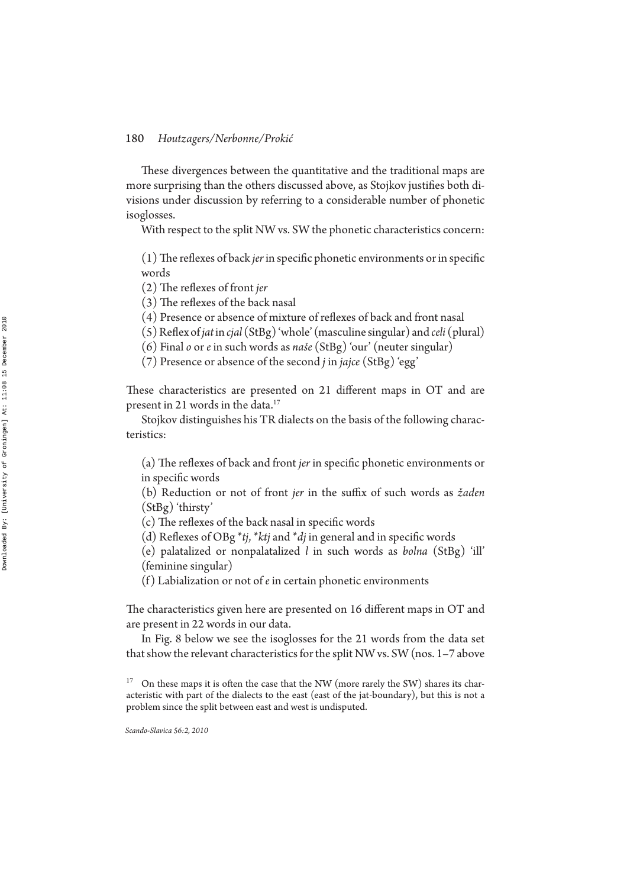These divergences between the quantitative and the traditional maps are more surprising than the others discussed above, as Stojkov justifies both divisions under discussion by referring to a considerable number of phonetic isoglosses.

With respect to the split NW vs. SW the phonetic characteristics concern:

(1) The reflexes of back *jer* in specific phonetic environments or in specific words
(2) The reflexes of front *jer*
(3) The reflexes of the back nasal
(4) Presence or absence of mixture of reflexes of back and front nasal
(5) Reflex of *jat* in *cjal* (StBg) 'whole' (masculine singular) and *celi* (plural)
(6) Final *o* or *e* in such words as *naše* (StBg) 'our' (neuter singular)
(7) Presence or absence of the second *j* in *jajce* (StBg) 'egg'

These characteristics are presented on 21 different maps in OT and are present in 21 words in the data.[17]

Stojkov distinguishes his TR dialects on the basis of the following characteristics:

(a) The reflexes of back and front *jer* in specific phonetic environments or in specific words
(b) Reduction or not of front *jer* in the suffix of such words as *žaden* (StBg) 'thirsty'
(c) The reflexes of the back nasal in specific words
(d) Reflexes of OBg *\*tj*, *\*ktj* and *\*dj* in general and in specific words
(e) palatalized or nonpalatalized *l* in such words as *bolna* (StBg) 'ill' (feminine singular)
(f) Labialization or not of *e* in certain phonetic environments

The characteristics given here are presented on 16 different maps in OT and are present in 22 words in our data.

In Fig. 8 below we see the isoglosses for the 21 words from the data set that show the relevant characteristics for the split NW vs. SW (nos. 1–7 above

[17] On these maps it is often the case that the NW (more rarely the SW) shares its characteristic with part of the dialects to the east (east of the jat-boundary), but this is not a problem since the split between east and west is undisputed.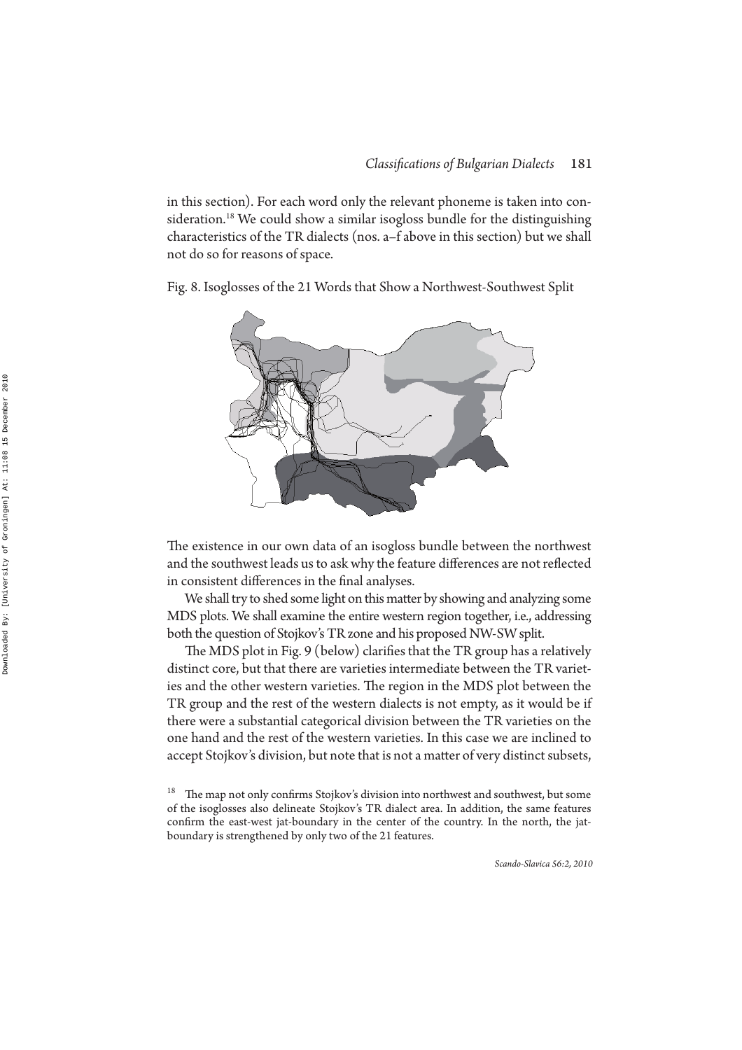in this section). For each word only the relevant phoneme is taken into consideration.[18] We could show a similar isogloss bundle for the distinguishing characteristics of the TR dialects (nos. a–f above in this section) but we shall not do so for reasons of space.

Fig. 8. Isoglosses of the 21 Words that Show a Northwest-Southwest Split

The existence in our own data of an isogloss bundle between the northwest and the southwest leads us to ask why the feature differences are not reflected in consistent differences in the final analyses.

We shall try to shed some light on this matter by showing and analyzing some MDS plots. We shall examine the entire western region together, i.e., addressing both the question of Stojkov's TR zone and his proposed NW-SW split.

The MDS plot in Fig. 9 (below) clarifies that the TR group has a relatively distinct core, but that there are varieties intermediate between the TR varieties and the other western varieties. The region in the MDS plot between the TR group and the rest of the western dialects is not empty, as it would be if there were a substantial categorical division between the TR varieties on the one hand and the rest of the western varieties. In this case we are inclined to accept Stojkov's division, but note that is not a matter of very distinct subsets,

[18] The map not only confirms Stojkov's division into northwest and southwest, but some of the isoglosses also delineate Stojkov's TR dialect area. In addition, the same features confirm the east-west jat-boundary in the center of the country. In the north, the jat-boundary is strengthened by only two of the 21 features.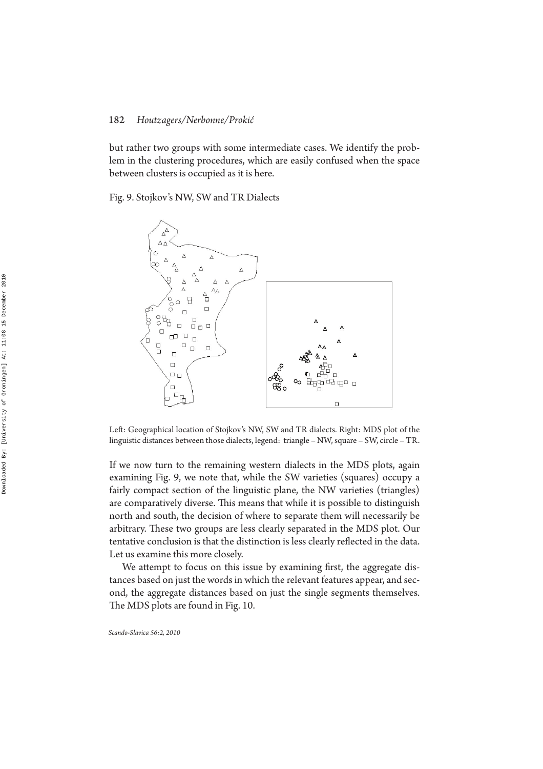but rather two groups with some intermediate cases. We identify the problem in the clustering procedures, which are easily confused when the space between clusters is occupied as it is here.

Fig. 9. Stojkov's NW, SW and TR Dialects

Left: Geographical location of Stojkov's NW, SW and TR dialects. Right: MDS plot of the linguistic distances between those dialects, legend: triangle – NW, square – SW, circle – TR.

If we now turn to the remaining western dialects in the MDS plots, again examining Fig. 9, we note that, while the SW varieties (squares) occupy a fairly compact section of the linguistic plane, the NW varieties (triangles) are comparatively diverse. This means that while it is possible to distinguish north and south, the decision of where to separate them will necessarily be arbitrary. These two groups are less clearly separated in the MDS plot. Our tentative conclusion is that the distinction is less clearly reflected in the data. Let us examine this more closely.

We attempt to focus on this issue by examining first, the aggregate distances based on just the words in which the relevant features appear, and second, the aggregate distances based on just the single segments themselves. The MDS plots are found in Fig. 10.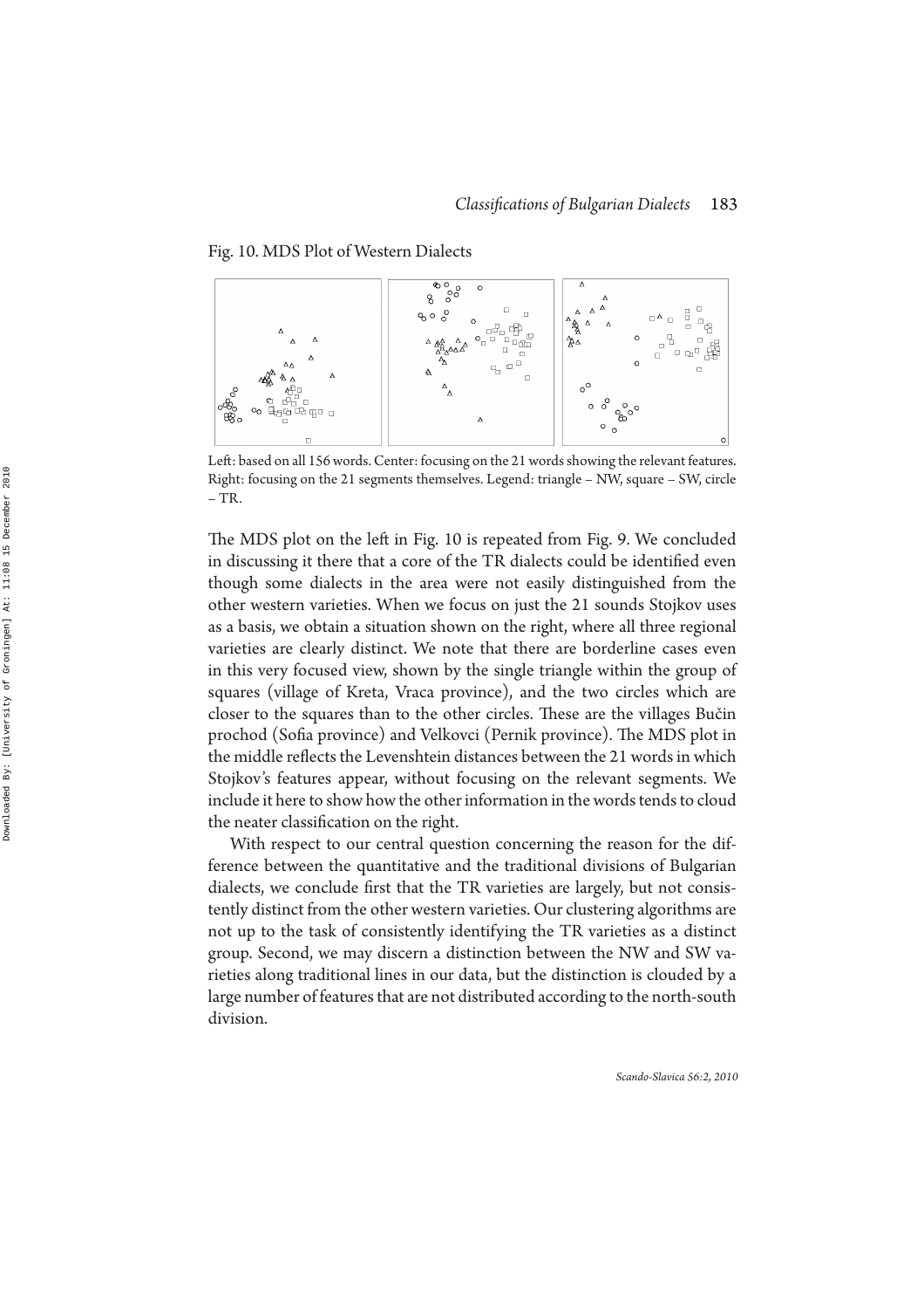Fig. 10. MDS Plot of Western Dialects

Left: based on all 156 words. Center: focusing on the 21 words showing the relevant features. Right: focusing on the 21 segments themselves. Legend: triangle – NW, square – SW, circle – TR.

The MDS plot on the left in Fig. 10 is repeated from Fig. 9. We concluded in discussing it there that a core of the TR dialects could be identified even though some dialects in the area were not easily distinguished from the other western varieties. When we focus on just the 21 sounds Stojkov uses as a basis, we obtain a situation shown on the right, where all three regional varieties are clearly distinct. We note that there are borderline cases even in this very focused view, shown by the single triangle within the group of squares (village of Kreta, Vraca province), and the two circles which are closer to the squares than to the other circles. These are the villages Bučin prochod (Sofia province) and Velkovci (Pernik province). The MDS plot in the middle reflects the Levenshtein distances between the 21 words in which Stojkov's features appear, without focusing on the relevant segments. We include it here to show how the other information in the words tends to cloud the neater classification on the right.

With respect to our central question concerning the reason for the difference between the quantitative and the traditional divisions of Bulgarian dialects, we conclude first that the TR varieties are largely, but not consistently distinct from the other western varieties. Our clustering algorithms are not up to the task of consistently identifying the TR varieties as a distinct group. Second, we may discern a distinction between the NW and SW varieties along traditional lines in our data, but the distinction is clouded by a large number of features that are not distributed according to the north-south division.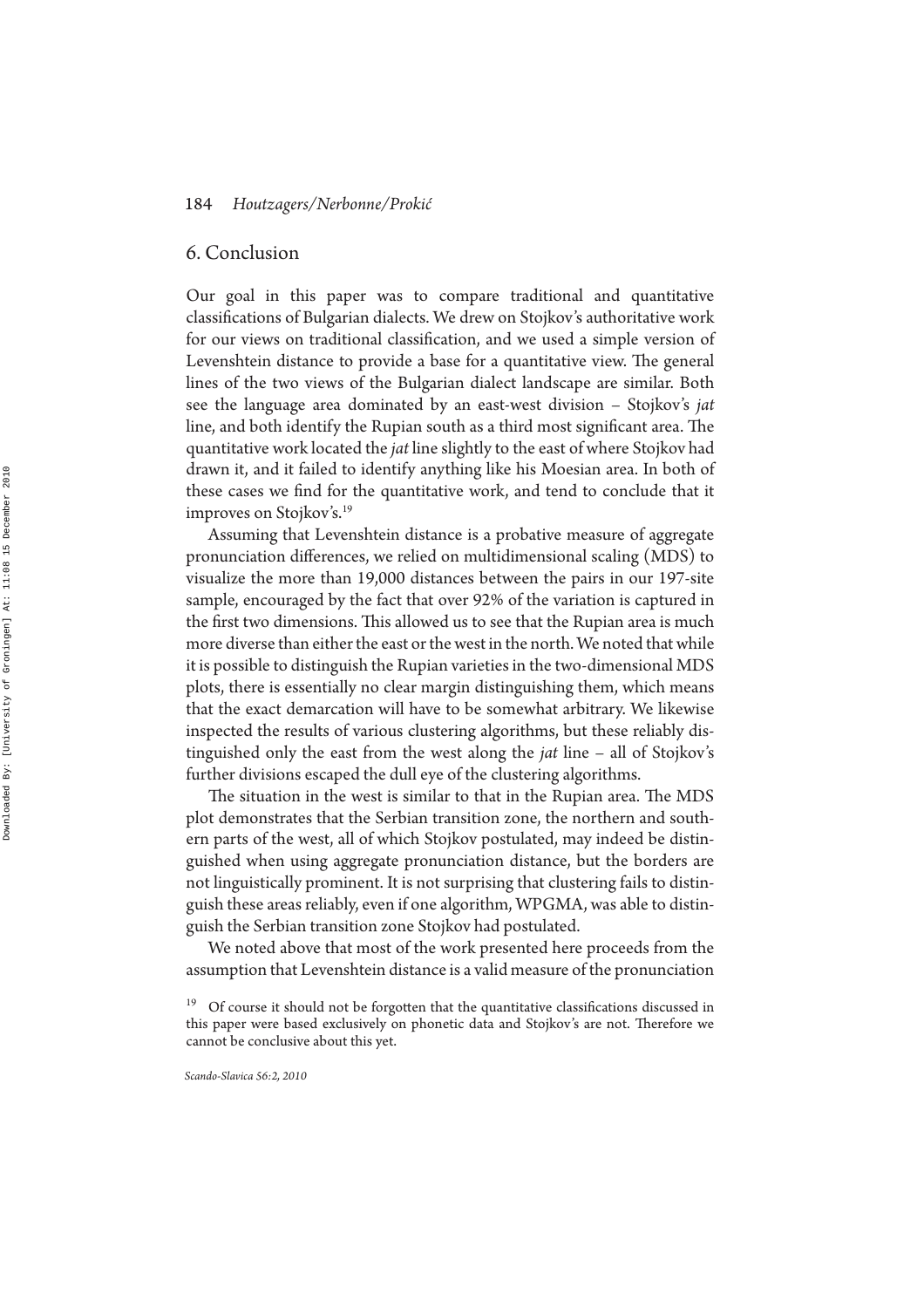## 6. Conclusion

Our goal in this paper was to compare traditional and quantitative classifications of Bulgarian dialects. We drew on Stojkov's authoritative work for our views on traditional classification, and we used a simple version of Levenshtein distance to provide a base for a quantitative view. The general lines of the two views of the Bulgarian dialect landscape are similar. Both see the language area dominated by an east-west division – Stojkov's *jat* line, and both identify the Rupian south as a third most significant area. The quantitative work located the *jat* line slightly to the east of where Stojkov had drawn it, and it failed to identify anything like his Moesian area. In both of these cases we find for the quantitative work, and tend to conclude that it improves on Stojkov's.[19]

Assuming that Levenshtein distance is a probative measure of aggregate pronunciation differences, we relied on multidimensional scaling (MDS) to visualize the more than 19,000 distances between the pairs in our 197-site sample, encouraged by the fact that over 92% of the variation is captured in the first two dimensions. This allowed us to see that the Rupian area is much more diverse than either the east or the west in the north. We noted that while it is possible to distinguish the Rupian varieties in the two-dimensional MDS plots, there is essentially no clear margin distinguishing them, which means that the exact demarcation will have to be somewhat arbitrary. We likewise inspected the results of various clustering algorithms, but these reliably distinguished only the east from the west along the *jat* line – all of Stojkov's further divisions escaped the dull eye of the clustering algorithms.

The situation in the west is similar to that in the Rupian area. The MDS plot demonstrates that the Serbian transition zone, the northern and southern parts of the west, all of which Stojkov postulated, may indeed be distinguished when using aggregate pronunciation distance, but the borders are not linguistically prominent. It is not surprising that clustering fails to distinguish these areas reliably, even if one algorithm, WPGMA, was able to distinguish the Serbian transition zone Stojkov had postulated.

We noted above that most of the work presented here proceeds from the assumption that Levenshtein distance is a valid measure of the pronunciation

[19] Of course it should not be forgotten that the quantitative classifications discussed in this paper were based exclusively on phonetic data and Stojkov's are not. Therefore we cannot be conclusive about this yet.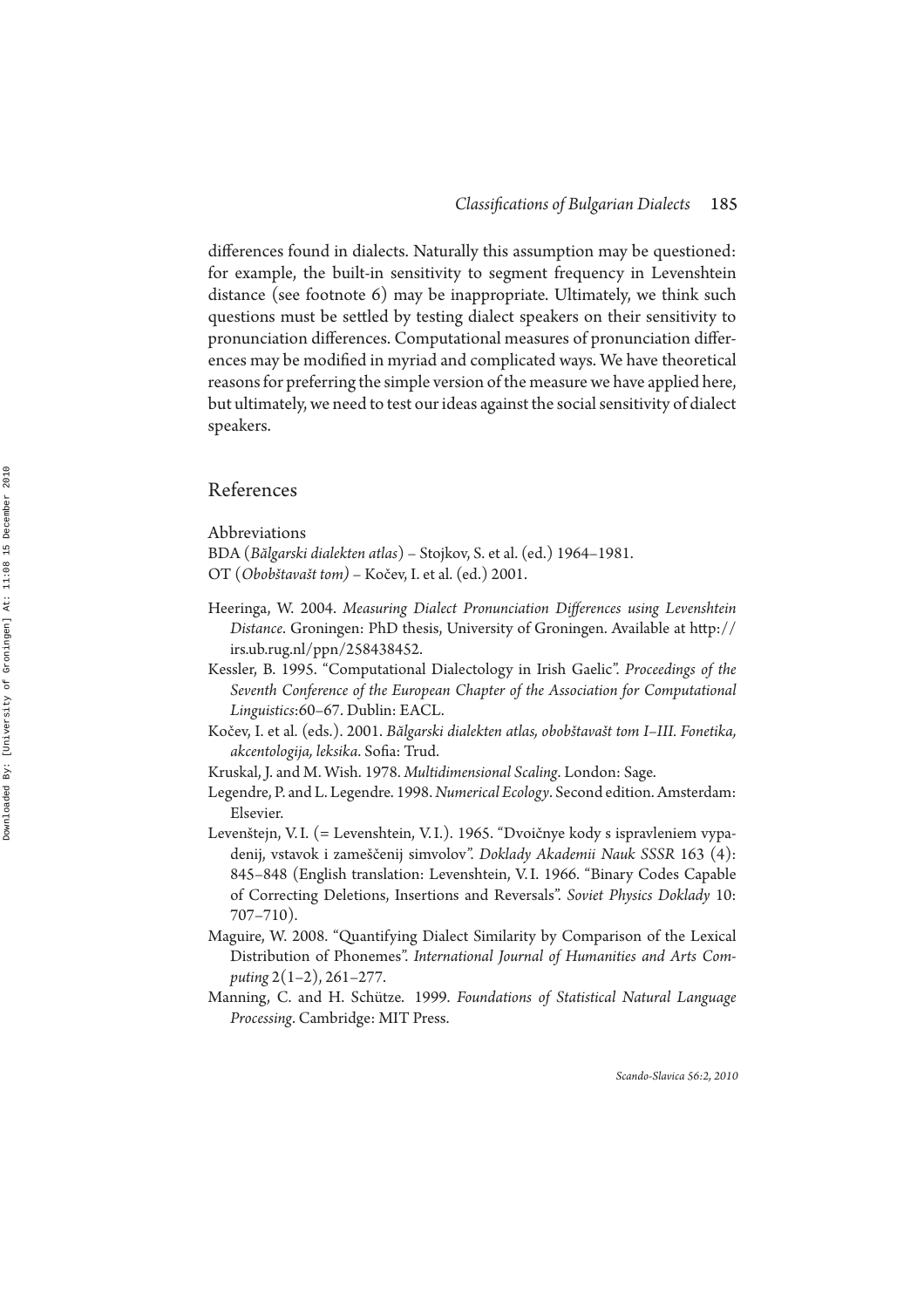differences found in dialects. Naturally this assumption may be questioned: for example, the built-in sensitivity to segment frequency in Levenshtein distance (see footnote 6) may be inappropriate. Ultimately, we think such questions must be settled by testing dialect speakers on their sensitivity to pronunciation differences. Computational measures of pronunciation differences may be modified in myriad and complicated ways. We have theoretical reasons for preferring the simple version of the measure we have applied here, but ultimately, we need to test our ideas against the social sensitivity of dialect speakers.

## References

Abbreviations

BDA (*Bălgarski dialekten atlas*) – Stojkov, S. et al. (ed.) 1964–1981.

OT (*Obobštavašt tom)* – Kočev, I. et al. (ed.) 2001.

Heeringa, W. 2004. *Measuring Dialect Pronunciation Differences using Levenshtein Distance*. Groningen: PhD thesis, University of Groningen. Available at http://irs.ub.rug.nl/ppn/258438452.

Kessler, B. 1995. "Computational Dialectology in Irish Gaelic". *Proceedings of the Seventh Conference of the European Chapter of the Association for Computational Linguistics*:60–67. Dublin: EACL.

Kočev, I. et al. (eds.). 2001. *Bălgarski dialekten atlas, obobštavašt tom I–III. Fonetika, akcentologija, leksika.* Sofia: Trud.

Kruskal, J. and M. Wish. 1978. *Multidimensional Scaling*. London: Sage.

Legendre, P. and L. Legendre. 1998. *Numerical Ecology*. Second edition. Amsterdam: Elsevier.

Levenštejn, V.I. (= Levenshtein, V.I.). 1965. "Dvoičnye kody s ispravleniem vypadenij, vstavok i zameščenij simvolov". *Doklady Akademii Nauk SSSR* 163 (4): 845–848 (English translation: Levenshtein, V.I. 1966. "Binary Codes Capable of Correcting Deletions, Insertions and Reversals". *Soviet Physics Doklady* 10: 707–710).

Maguire, W. 2008. "Quantifying Dialect Similarity by Comparison of the Lexical Distribution of Phonemes". *International Journal of Humanities and Arts Computing* 2(1–2), 261–277.

Manning, C. and H. Schütze. 1999. *Foundations of Statistical Natural Language Processing*. Cambridge: MIT Press.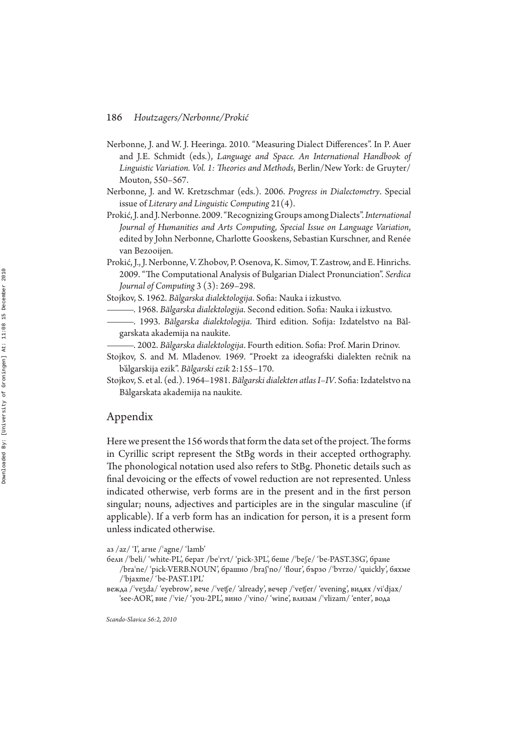Nerbonne, J. and W. J. Heeringa. 2010. "Measuring Dialect Differences". In P. Auer and J.E. Schmidt (eds.), *Language and Space. An International Handbook of Linguistic Variation. Vol. 1: Theories and Methods*, Berlin/New York: de Gruyter/Mouton, 550–567.

Nerbonne, J. and W. Kretzschmar (eds.). 2006. *Progress in Dialectometry*. Special issue of *Literary and Linguistic Computing* 21(4).

Prokić, J. and J. Nerbonne. 2009. "Recognizing Groups among Dialects". *International Journal of Humanities and Arts Computing, Special Issue on Language Variation*, edited by John Nerbonne, Charlotte Gooskens, Sebastian Kurschner, and Renée van Bezooijen.

Prokić, J., J. Nerbonne, V. Zhobov, P. Osenova, K. Simov, T. Zastrow, and E. Hinrichs. 2009. "The Computational Analysis of Bulgarian Dialect Pronunciation". *Serdica Journal of Computing* 3 (3): 269–298.

Stojkov, S. 1962. *Bălgarska dialektologija*. Sofia: Nauka i izkustvo.

———. 1968. *Bălgarska dialektologija*. Second edition. Sofia: Nauka i izkustvo.

———. 1993. *Bălgarska dialektologija*. Third edition. Sofija: Izdatelstvo na Bălgarskata akademija na naukite.

———. 2002. *Bălgarska dialektologija*. Fourth edition. Sofia: Prof. Marin Drinov.

Stojkov, S. and M. Mladenov. 1969. "Proekt za ideografski dialekten rečnik na bălgarskija ezik". *Bălgarski ezik* 2:155–170.

Stojkov, S. et al. (ed.). 1964–1981. *Bălgarski dialekten atlas I–IV*. Sofia: Izdatelstvo na Bălgarskata akademija na naukite.

## Appendix

Here we present the 156 words that form the data set of the project. The forms in Cyrillic script represent the StBg words in their accepted orthography. The phonological notation used also refers to StBg. Phonetic details such as final devoicing or the effects of vowel reduction are not represented. Unless indicated otherwise, verb forms are in the present and in the first person singular; nouns, adjectives and participles are in the singular masculine (if applicable). If a verb form has an indication for person, it is a present form unless indicated otherwise.

аз /az/ 'I', агне /ˈagne/ 'lamb'

бели /ˈbeli/ 'white-PL', берат /beˈrɤt/ 'pick-3PL', беше /ˈbeʃe/ 'be-PAST.3SG', бране /braˈne/ 'pick-VERB.NOUN', брашно /braʃˈno/ 'flour', бързо /ˈbɤrzo/ 'quickly', бяхме /ˈbjaxme/ 'be-PAST.1PL'

вежда /ˈveʒda/ 'eyebrow', вече /ˈvetʃe/ 'already', вечер /ˈvetʃer/ 'evening', видях /viˈdjax/ 'see-AOR', вие /ˈvie/ 'you-2PL', вино /ˈvino/ 'wine', влизам /ˈvlizam/ 'enter', вода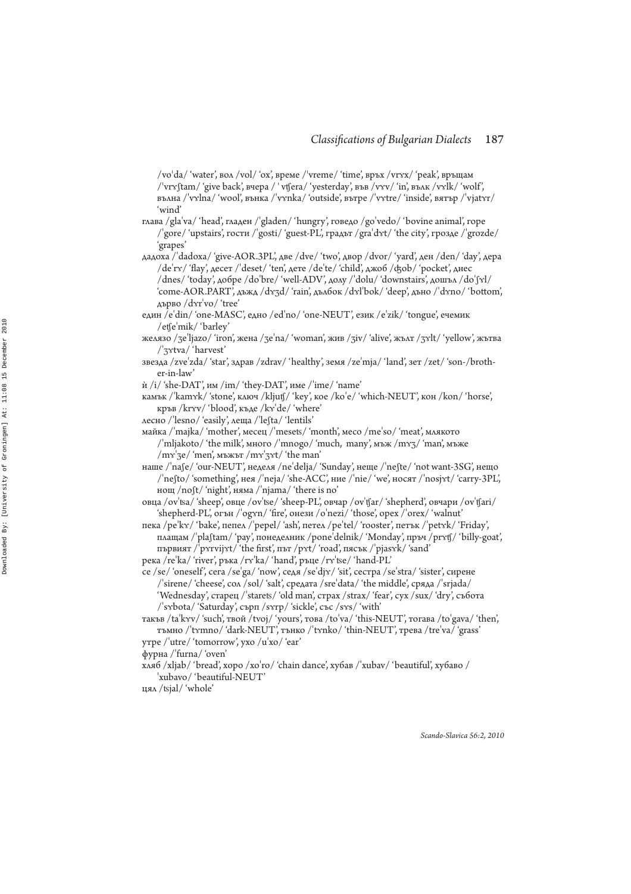/voˈda/ ‘water’, вол /vol/ ‘ox’, време /ˈvreme/ ‘time’, връх /vrɤx/ ‘peak’, връщам /ˈvrɤʃtam/ ‘give back’, вчера / ˈvʧera/ ‘yesterday’, във /vɤv/ ‘in’, вълк /vɤlk/ ‘wolf’, вълна /ˈvɤlna/ ‘wool’, вънка /ˈvɤnka/ ‘outside’, вътре /ˈvɤtre/ ‘inside’, вятър /ˈvjatɤr/ ‘wind’

глава /glaˈva/ ‘head’, гладен /ˈgladen/ ‘hungry’, говедо /goˈvedo/ ‘bovine animal’, горе /ˈgore/ ‘upstairs’, гости /ˈgosti/ ‘guest-PL’, градът /graˈdɤt/ ‘the city’, грозде /ˈgrozde/ ‘grapes’

дадоха /ˈdadoxa/ ‘give-AOR.3PL’, две /dve/ ‘two’, двор /dvor/ ‘yard’, ден /den/ ‘day’, дера /deˈrɤ/ ‘flay’, десет /ˈdeset/ ‘ten’, дете /deˈte/ ‘child’, джоб /ʤob/ ‘pocket’, днес /dnes/ ‘today’, добре /doˈbre/ ‘well-ADV’, долу /ˈdolu/ ‘downstairs’, дошъл /doˈʃɤl/ ‘come-AOR.PART’, дъжд /dɤʒd/ ‘rain’, дълбок /dɤlˈbok/ ‘deep’, дъно /ˈdɤno/ ‘bottom’, дърво /dɤrˈvo/ ‘tree’

един /eˈdin/ ‘one-MASC’, едно /edˈno/ ‘one-NEUT’, език /eˈzik/ ‘tongue’, ечемик /eʧeˈmik/ ‘barley’

желязо /ʒeˈljazo/ ‘iron’, жена /ʒeˈna/ ‘woman’, жив /ʒiv/ ‘alive’, жълт /ʒɤlt/ ‘yellow’, жътва /ˈʒɤtva/ ‘harvest’

звезда /zveˈzda/ ‘star’, здрав /zdrav/ ‘healthy’, земя /zeˈmja/ ‘land’, зет /zet/ ‘son-/brother-in-law’

ѝ /i/ ‘she-DAT’, им /im/ ‘they-DAT’, име /ˈime/ ‘name’

камък /ˈkamɤk/ ‘stone’, ключ /kljuʧ/ ‘key’, кое /koˈe/ ‘which-NEUT’, кон /kon/ ‘horse’, кръв /krɤv/ ‘blood’, къде /kɤˈde/ ‘where’

лесно /ˈlesno/ ‘easily’, леща /ˈleʃta/ ‘lentils’

майка /ˈmajka/ ‘mother’, месец /ˈmesets/ ‘month’, месо /meˈso/ ‘meat’, млякото /ˈmljakoto/ ‘the milk’, много /ˈmnogo/ ‘much, many’, мъж /mɤʒ/ ‘man’, мъже /mɤˈʒe/ ‘men’, мъжът /mɤˈʒɤt/ ‘the man’

наше /ˈnaʃe/ ‘our-NEUT’, неделя /neˈdelja/ ‘Sunday’, неще /ˈneʃte/ ‘not want-3SG’, нещо /ˈneʃto/ ‘something’, нея /ˈneja/ ‘she-ACC’, ние /ˈnie/ ‘we’, носят /ˈnosjɤt/ ‘carry-3PL’, нощ /noʃt/ ‘night’, няма /ˈnjama/ ‘there is no’

овца /ovˈtsa/ ‘sheep’, овце /ovˈtse/ ‘sheep-PL’, овчар /ovˈʧar/ ‘shepherd’, овчари /ovˈʧari/ ‘shepherd-PL’, огън /ˈogɤn/ ‘fire’, онези /oˈnezi/ ‘those’, орех /ˈorex/ ‘walnut’

пека /peˈkɤ/ ‘bake’, пепел /ˈpepel/ ‘ash’, петел /peˈtel/ ‘rooster’, петък /ˈpetɤk/ ‘Friday’, плащам /ˈplaʃtam/ ‘pay’, понеделник /poneˈdelnik/ ‘Monday’, пръч /prɤʧ/ ‘billy-goat’, първият /ˈpɤrvijɤt/ ‘the first’, път /pɤt/ ‘road’, пясък /ˈpjasɤk/ ‘sand’

река /reˈka/ ‘river’, ръка /rɤˈka/ ‘hand’, ръце /rɤˈtse/ ‘hand-PL’

се /se/ ‘oneself’, сега /seˈga/ ‘now’, седя /seˈdjɤ/ ‘sit’, сестра /seˈstra/ ‘sister’, сирене /ˈsirene/ ‘cheese’, сол /sol/ ‘salt’, средата /sreˈdata/ ‘the middle’, сряда /ˈsrjada/ ‘Wednesday’, старец /ˈstarets/ ‘old man’, страх /strax/ ‘fear’, сух /sux/ ‘dry’, събота /ˈsɤbota/ ‘Saturday’, сърп /sɤrp/ ‘sickle’, със /sɤs/ ‘with’

такъв /taˈkɤv/ ‘such’, твой /tvoj/ ‘yours’, това /toˈva/ ‘this-NEUT’, тогава /toˈgava/ ‘then’, тъмно /ˈtɤmno/ ‘dark-NEUT’, тънко /ˈtɤnko/ ‘thin-NEUT’, трева /treˈva/ ‘grass’

утре /ˈutre/ ‘tomorrow’, ухо /uˈxo/ ‘ear’

фурна /ˈfurna/ ‘oven’

хляб /xljab/ ‘bread’, хоро /xoˈro/ ‘chain dance’, хубав /ˈxubav/ ‘beautiful’, хубаво /ˈxubavo/ ‘beautiful-NEUT’

цял /tsjal/ ‘whole’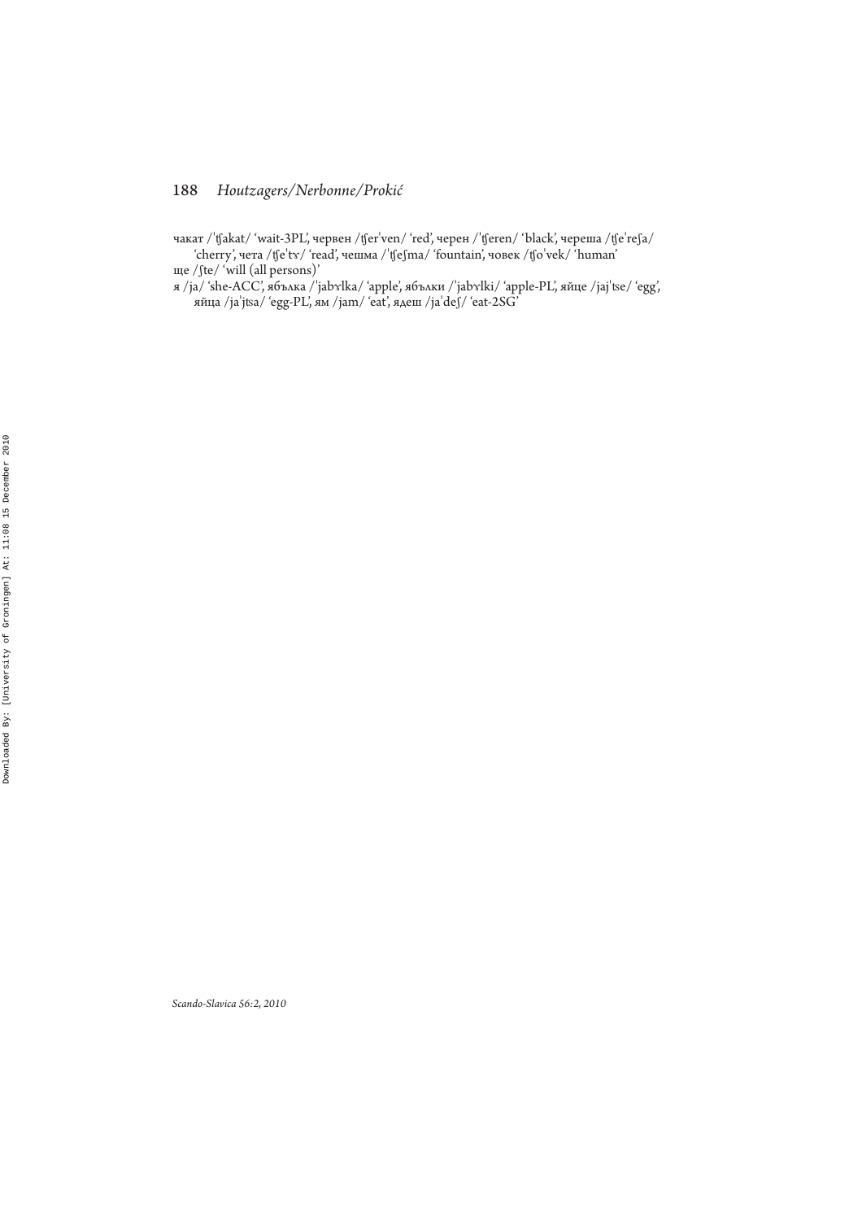чакат /ˈʧakat/ 'wait-3PL', червен /ʧerˈven/ 'red', черен /ˈʧeren/ 'black', череша /ʧeˈreʃa/ 'cherry', чета /ʧeˈtɤ/ 'read', чешма /ˈʧeʃma/ 'fountain', човек /ʧoˈvek/ 'human'

ще /ʃte/ 'will (all persons)'

я /ja/ 'she-ACC', ябълка /ˈjabɤlka/ 'apple', ябълки /ˈjabɤlki/ 'apple-PL', яйце /jajˈtse/ 'egg', яйца /jaˈjtsa/ 'egg-PL', ям /jam/ 'eat', ядеш /jaˈdeʃ/ 'eat-2SG'